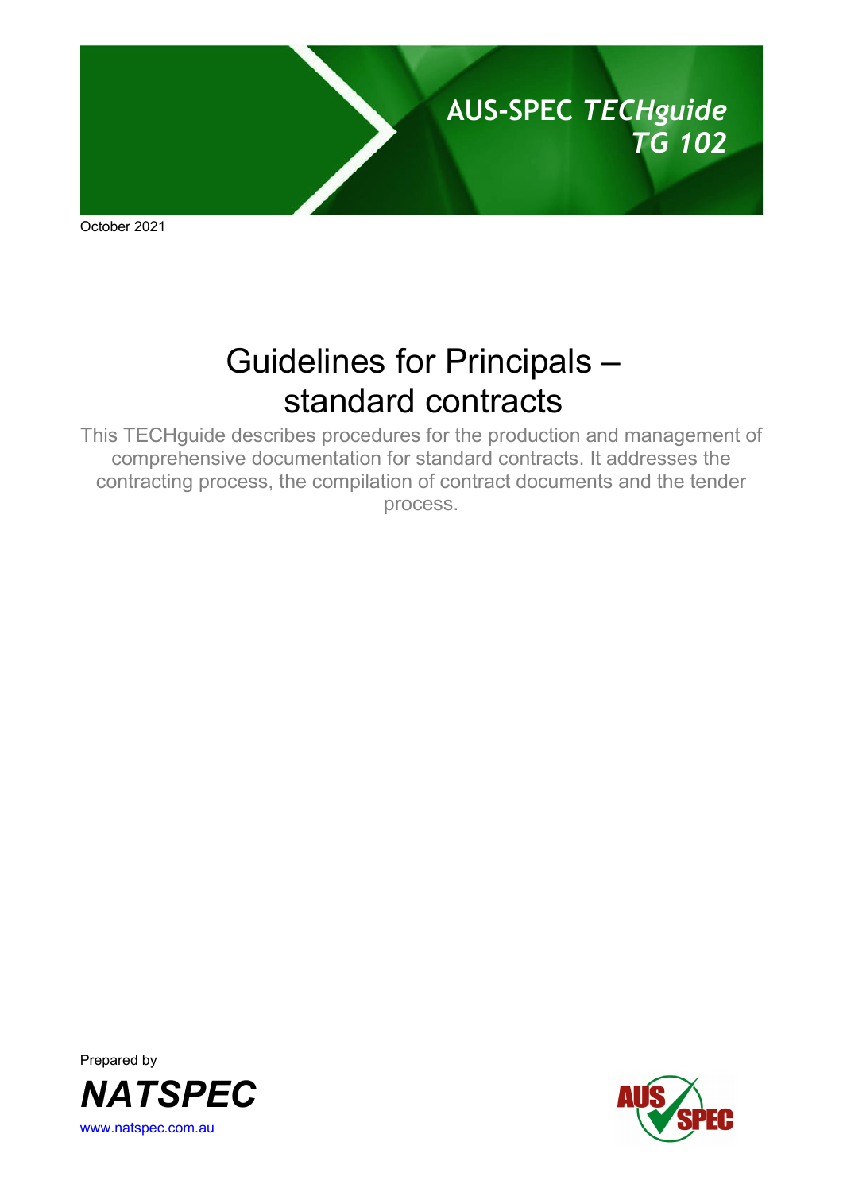AUS-SPEC *TECHguide*
*TG 102*

October 2021

# Guidelines for Principals – standard contracts

This TECHguide describes procedures for the production and management of comprehensive documentation for standard contracts. It addresses the contracting process, the compilation of contract documents and the tender process.

Prepared by

***NATSPEC***

www.natspec.com.au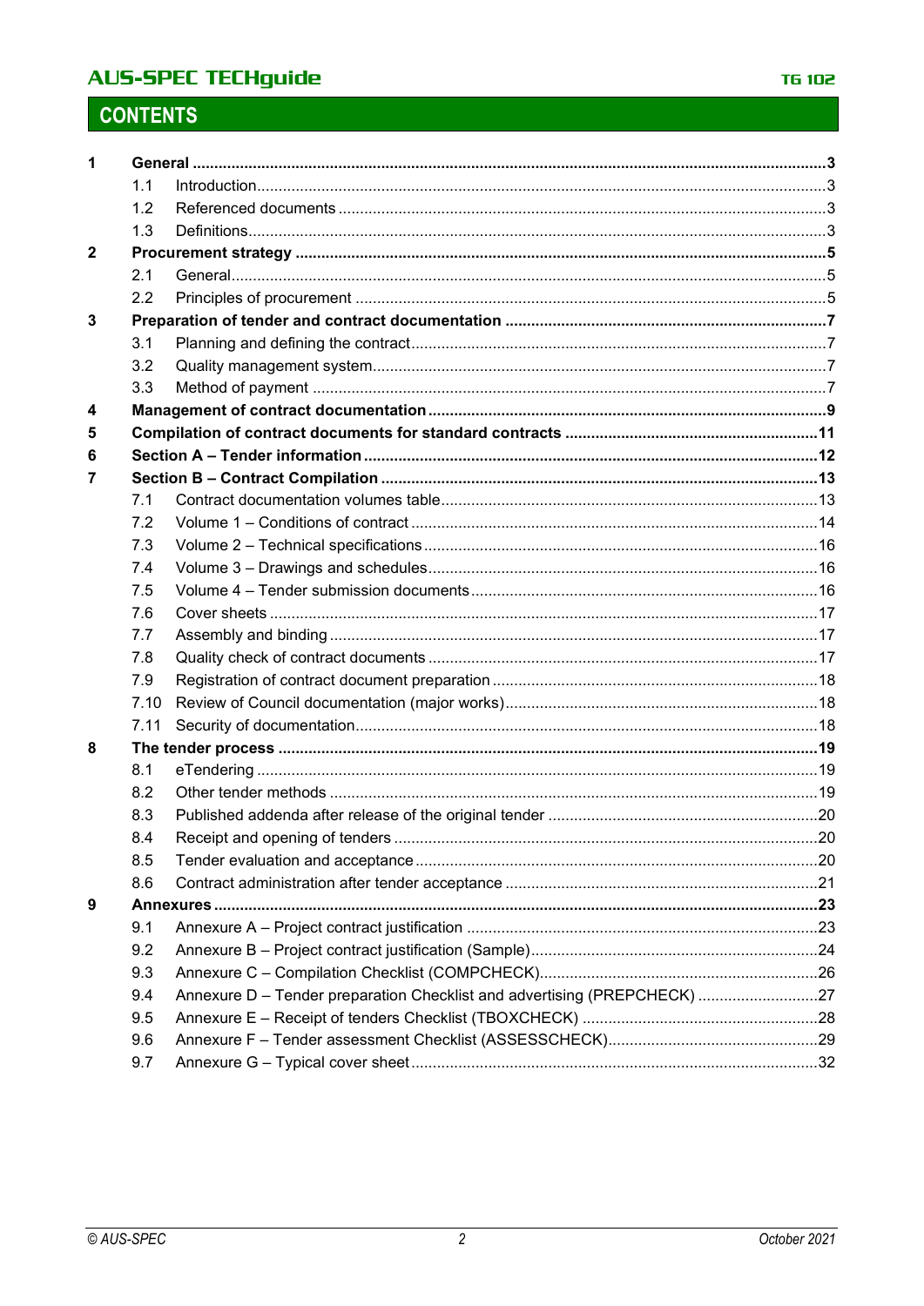# CONTENTS

| | | | |
|---|---|---|---|
| **1** | **General** | | **3** |
| | 1.1 | Introduction | 3 |
| | 1.2 | Referenced documents | 3 |
| | 1.3 | Definitions | 3 |
| **2** | **Procurement strategy** | | **5** |
| | 2.1 | General | 5 |
| | 2.2 | Principles of procurement | 5 |
| **3** | **Preparation of tender and contract documentation** | | **7** |
| | 3.1 | Planning and defining the contract | 7 |
| | 3.2 | Quality management system | 7 |
| | 3.3 | Method of payment | 7 |
| **4** | **Management of contract documentation** | | **9** |
| **5** | **Compilation of contract documents for standard contracts** | | **11** |
| **6** | **Section A – Tender information** | | **12** |
| **7** | **Section B – Contract Compilation** | | **13** |
| | 7.1 | Contract documentation volumes table | 13 |
| | 7.2 | Volume 1 – Conditions of contract | 14 |
| | 7.3 | Volume 2 – Technical specifications | 16 |
| | 7.4 | Volume 3 – Drawings and schedules | 16 |
| | 7.5 | Volume 4 – Tender submission documents | 16 |
| | 7.6 | Cover sheets | 17 |
| | 7.7 | Assembly and binding | 17 |
| | 7.8 | Quality check of contract documents | 17 |
| | 7.9 | Registration of contract document preparation | 18 |
| | 7.10 | Review of Council documentation (major works) | 18 |
| | 7.11 | Security of documentation | 18 |
| **8** | **The tender process** | | **19** |
| | 8.1 | eTendering | 19 |
| | 8.2 | Other tender methods | 19 |
| | 8.3 | Published addenda after release of the original tender | 20 |
| | 8.4 | Receipt and opening of tenders | 20 |
| | 8.5 | Tender evaluation and acceptance | 20 |
| | 8.6 | Contract administration after tender acceptance | 21 |
| **9** | **Annexures** | | **23** |
| | 9.1 | Annexure A – Project contract justification | 23 |
| | 9.2 | Annexure B – Project contract justification (Sample) | 24 |
| | 9.3 | Annexure C – Compilation Checklist (COMPCHECK) | 26 |
| | 9.4 | Annexure D – Tender preparation Checklist and advertising (PREPCHECK) | 27 |
| | 9.5 | Annexure E – Receipt of tenders Checklist (TBOXCHECK) | 28 |
| | 9.6 | Annexure F – Tender assessment Checklist (ASSESSCHECK) | 29 |
| | 9.7 | Annexure G – Typical cover sheet | 32 |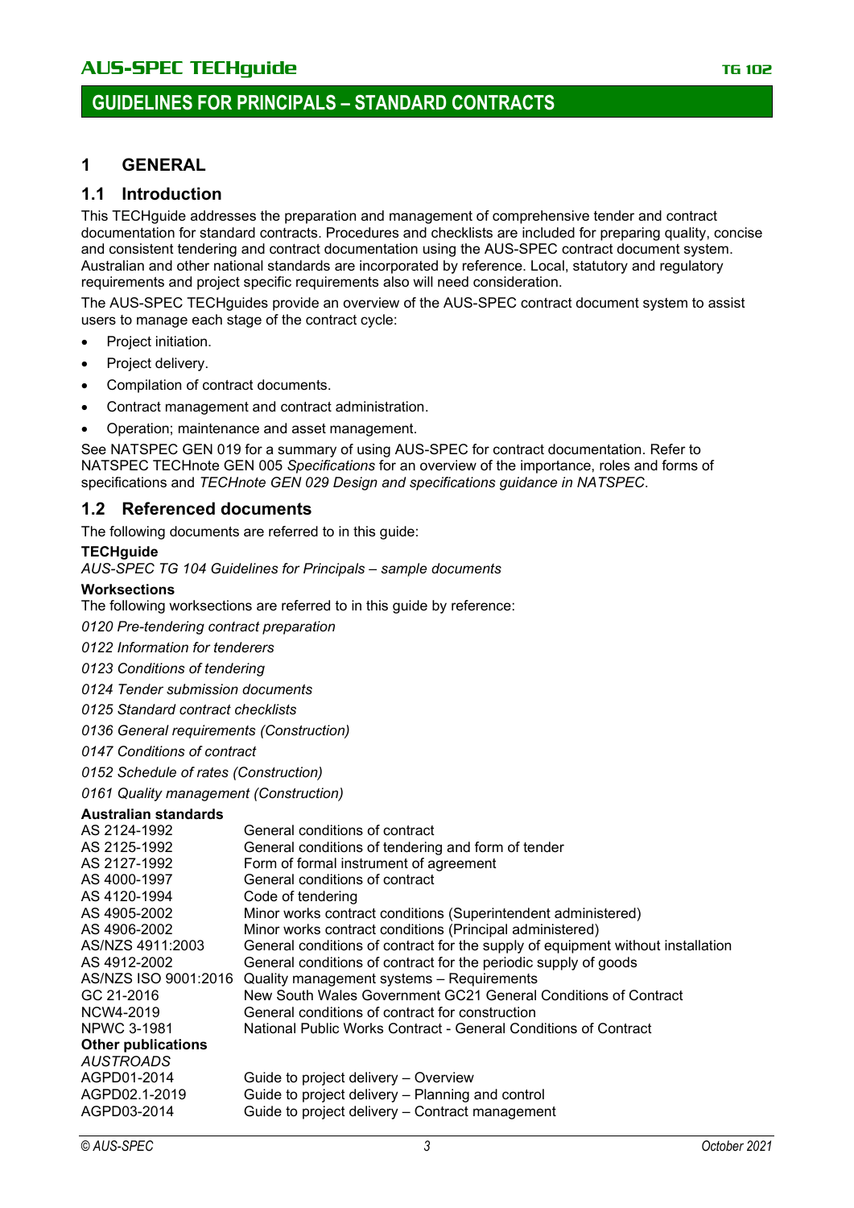# GUIDELINES FOR PRINCIPALS – STANDARD CONTRACTS

## 1 GENERAL

### 1.1 Introduction

This TECHguide addresses the preparation and management of comprehensive tender and contract documentation for standard contracts. Procedures and checklists are included for preparing quality, concise and consistent tendering and contract documentation using the AUS-SPEC contract document system. Australian and other national standards are incorporated by reference. Local, statutory and regulatory requirements and project specific requirements also will need consideration.

The AUS-SPEC TECHguides provide an overview of the AUS-SPEC contract document system to assist users to manage each stage of the contract cycle:

- Project initiation.
- Project delivery.
- Compilation of contract documents.
- Contract management and contract administration.
- Operation; maintenance and asset management.

See NATSPEC GEN 019 for a summary of using AUS-SPEC for contract documentation. Refer to NATSPEC TECHnote GEN 005 *Specifications* for an overview of the importance, roles and forms of specifications and *TECHnote GEN 029 Design and specifications guidance in NATSPEC*.

### 1.2 Referenced documents

The following documents are referred to in this guide:

**TECHguide**

*AUS-SPEC TG 104 Guidelines for Principals – sample documents*

**Worksections**

The following worksections are referred to in this guide by reference:

*0120 Pre-tendering contract preparation*

*0122 Information for tenderers*

*0123 Conditions of tendering*

*0124 Tender submission documents*

*0125 Standard contract checklists*

*0136 General requirements (Construction)*

*0147 Conditions of contract*

*0152 Schedule of rates (Construction)*

*0161 Quality management (Construction)*

**Australian standards**

| | |
|---|---|
| AS 2124-1992 | General conditions of contract |
| AS 2125-1992 | General conditions of tendering and form of tender |
| AS 2127-1992 | Form of formal instrument of agreement |
| AS 4000-1997 | General conditions of contract |
| AS 4120-1994 | Code of tendering |
| AS 4905-2002 | Minor works contract conditions (Superintendent administered) |
| AS 4906-2002 | Minor works contract conditions (Principal administered) |
| AS/NZS 4911:2003 | General conditions of contract for the supply of equipment without installation |
| AS 4912-2002 | General conditions of contract for the periodic supply of goods |
| AS/NZS ISO 9001:2016 | Quality management systems – Requirements |
| GC 21-2016 | New South Wales Government GC21 General Conditions of Contract |
| NCW4-2019 | General conditions of contract for construction |
| NPWC 3-1981 | National Public Works Contract - General Conditions of Contract |

**Other publications**

*AUSTROADS*

| | |
|---|---|
| AGPD01-2014 | Guide to project delivery – Overview |
| AGPD02.1-2019 | Guide to project delivery – Planning and control |
| AGPD03-2014 | Guide to project delivery – Contract management |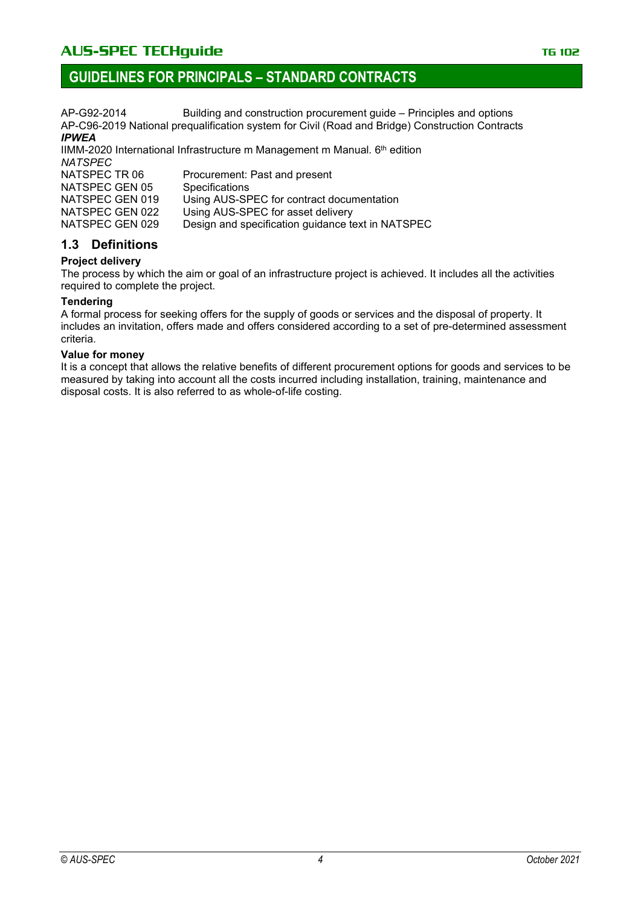AP-G92-2014 Building and construction procurement guide – Principles and options

AP-C96-2019 National prequalification system for Civil (Road and Bridge) Construction Contracts

***IPWEA***

IIMM-2020 International Infrastructure m Management m Manual. 6th edition

*NATSPEC*

NATSPEC TR 06 Procurement: Past and present

NATSPEC GEN 05 Specifications

NATSPEC GEN 019 Using AUS-SPEC for contract documentation

NATSPEC GEN 022 Using AUS-SPEC for asset delivery

NATSPEC GEN 029 Design and specification guidance text in NATSPEC

## 1.3 Definitions

**Project delivery**

The process by which the aim or goal of an infrastructure project is achieved. It includes all the activities required to complete the project.

**Tendering**

A formal process for seeking offers for the supply of goods or services and the disposal of property. It includes an invitation, offers made and offers considered according to a set of pre-determined assessment criteria.

**Value for money**

It is a concept that allows the relative benefits of different procurement options for goods and services to be measured by taking into account all the costs incurred including installation, training, maintenance and disposal costs. It is also referred to as whole-of-life costing.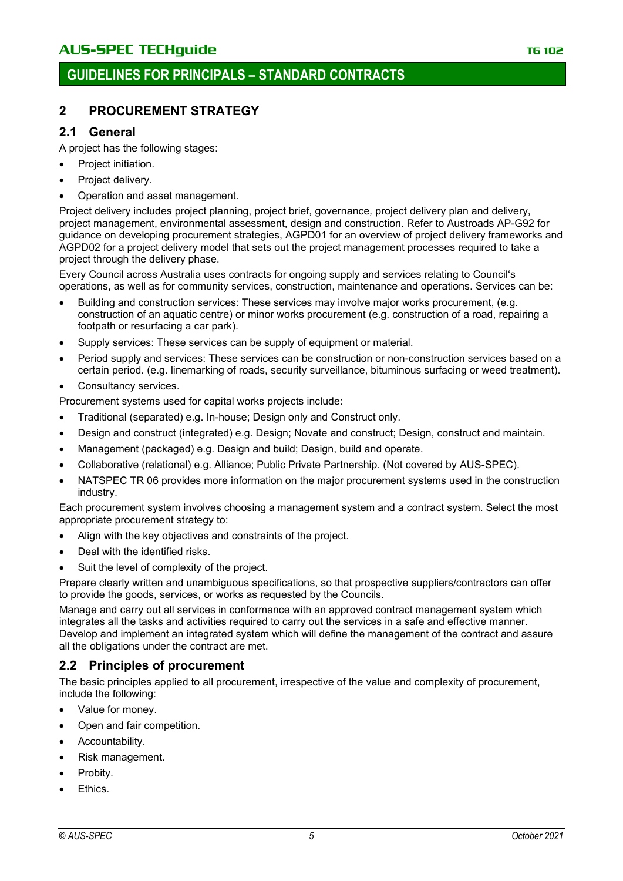## 2 PROCUREMENT STRATEGY

### 2.1 General

A project has the following stages:

- Project initiation.
- Project delivery.
- Operation and asset management.

Project delivery includes project planning, project brief, governance, project delivery plan and delivery, project management, environmental assessment, design and construction. Refer to Austroads AP-G92 for guidance on developing procurement strategies, AGPD01 for an overview of project delivery frameworks and AGPD02 for a project delivery model that sets out the project management processes required to take a project through the delivery phase.

Every Council across Australia uses contracts for ongoing supply and services relating to Council's operations, as well as for community services, construction, maintenance and operations. Services can be:

- Building and construction services: These services may involve major works procurement, (e.g. construction of an aquatic centre) or minor works procurement (e.g. construction of a road, repairing a footpath or resurfacing a car park).
- Supply services: These services can be supply of equipment or material.
- Period supply and services: These services can be construction or non-construction services based on a certain period. (e.g. linemarking of roads, security surveillance, bituminous surfacing or weed treatment).
- Consultancy services.

Procurement systems used for capital works projects include:

- Traditional (separated) e.g. In-house; Design only and Construct only.
- Design and construct (integrated) e.g. Design; Novate and construct; Design, construct and maintain.
- Management (packaged) e.g. Design and build; Design, build and operate.
- Collaborative (relational) e.g. Alliance; Public Private Partnership. (Not covered by AUS-SPEC).
- NATSPEC TR 06 provides more information on the major procurement systems used in the construction industry.

Each procurement system involves choosing a management system and a contract system. Select the most appropriate procurement strategy to:

- Align with the key objectives and constraints of the project.
- Deal with the identified risks.
- Suit the level of complexity of the project.

Prepare clearly written and unambiguous specifications, so that prospective suppliers/contractors can offer to provide the goods, services, or works as requested by the Councils.

Manage and carry out all services in conformance with an approved contract management system which integrates all the tasks and activities required to carry out the services in a safe and effective manner. Develop and implement an integrated system which will define the management of the contract and assure all the obligations under the contract are met.

### 2.2 Principles of procurement

The basic principles applied to all procurement, irrespective of the value and complexity of procurement, include the following:

- Value for money.
- Open and fair competition.
- Accountability.
- Risk management.
- Probity.
- Ethics.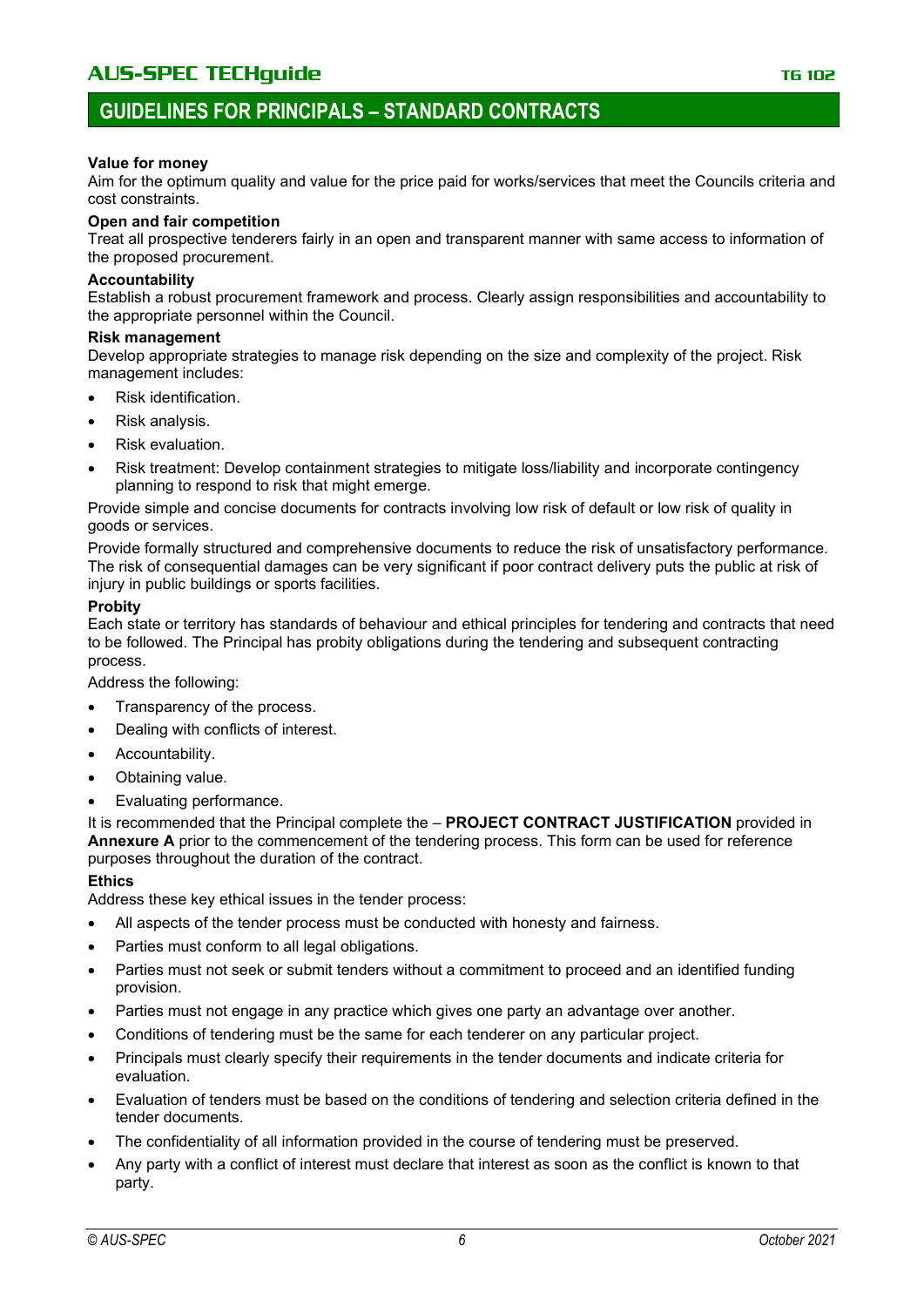**Value for money**

Aim for the optimum quality and value for the price paid for works/services that meet the Councils criteria and cost constraints.

**Open and fair competition**

Treat all prospective tenderers fairly in an open and transparent manner with same access to information of the proposed procurement.

**Accountability**

Establish a robust procurement framework and process. Clearly assign responsibilities and accountability to the appropriate personnel within the Council.

**Risk management**

Develop appropriate strategies to manage risk depending on the size and complexity of the project. Risk management includes:

- Risk identification.
- Risk analysis.
- Risk evaluation.
- Risk treatment: Develop containment strategies to mitigate loss/liability and incorporate contingency planning to respond to risk that might emerge.

Provide simple and concise documents for contracts involving low risk of default or low risk of quality in goods or services.

Provide formally structured and comprehensive documents to reduce the risk of unsatisfactory performance. The risk of consequential damages can be very significant if poor contract delivery puts the public at risk of injury in public buildings or sports facilities.

**Probity**

Each state or territory has standards of behaviour and ethical principles for tendering and contracts that need to be followed. The Principal has probity obligations during the tendering and subsequent contracting process.

Address the following:

- Transparency of the process.
- Dealing with conflicts of interest.
- Accountability.
- Obtaining value.
- Evaluating performance.

It is recommended that the Principal complete the – **PROJECT CONTRACT JUSTIFICATION** provided in **Annexure A** prior to the commencement of the tendering process. This form can be used for reference purposes throughout the duration of the contract.

**Ethics**

Address these key ethical issues in the tender process:

- All aspects of the tender process must be conducted with honesty and fairness.
- Parties must conform to all legal obligations.
- Parties must not seek or submit tenders without a commitment to proceed and an identified funding provision.
- Parties must not engage in any practice which gives one party an advantage over another.
- Conditions of tendering must be the same for each tenderer on any particular project.
- Principals must clearly specify their requirements in the tender documents and indicate criteria for evaluation.
- Evaluation of tenders must be based on the conditions of tendering and selection criteria defined in the tender documents.
- The confidentiality of all information provided in the course of tendering must be preserved.
- Any party with a conflict of interest must declare that interest as soon as the conflict is known to that party.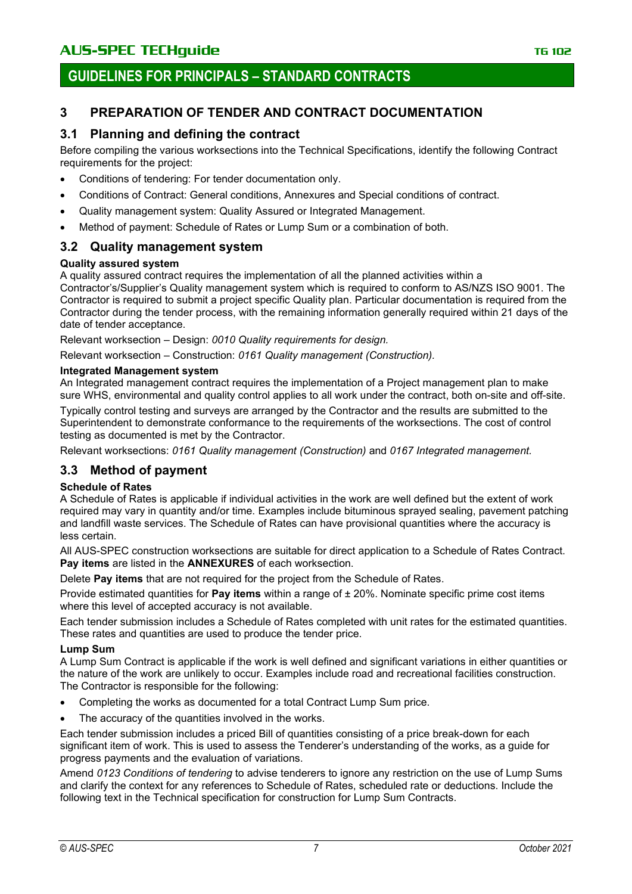## 3 PREPARATION OF TENDER AND CONTRACT DOCUMENTATION

### 3.1 Planning and defining the contract

Before compiling the various worksections into the Technical Specifications, identify the following Contract requirements for the project:

- Conditions of tendering: For tender documentation only.
- Conditions of Contract: General conditions, Annexures and Special conditions of contract.
- Quality management system: Quality Assured or Integrated Management.
- Method of payment: Schedule of Rates or Lump Sum or a combination of both.

### 3.2 Quality management system

**Quality assured system**

A quality assured contract requires the implementation of all the planned activities within a Contractor's/Supplier's Quality management system which is required to conform to AS/NZS ISO 9001. The Contractor is required to submit a project specific Quality plan. Particular documentation is required from the Contractor during the tender process, with the remaining information generally required within 21 days of the date of tender acceptance.

Relevant worksection – Design: *0010 Quality requirements for design.*

Relevant worksection – Construction: *0161 Quality management (Construction).*

**Integrated Management system**

An Integrated management contract requires the implementation of a Project management plan to make sure WHS, environmental and quality control applies to all work under the contract, both on-site and off-site.

Typically control testing and surveys are arranged by the Contractor and the results are submitted to the Superintendent to demonstrate conformance to the requirements of the worksections. The cost of control testing as documented is met by the Contractor.

Relevant worksections: *0161 Quality management (Construction)* and *0167 Integrated management.*

### 3.3 Method of payment

**Schedule of Rates**

A Schedule of Rates is applicable if individual activities in the work are well defined but the extent of work required may vary in quantity and/or time. Examples include bituminous sprayed sealing, pavement patching and landfill waste services. The Schedule of Rates can have provisional quantities where the accuracy is less certain.

All AUS-SPEC construction worksections are suitable for direct application to a Schedule of Rates Contract. **Pay items** are listed in the **ANNEXURES** of each worksection.

Delete **Pay items** that are not required for the project from the Schedule of Rates.

Provide estimated quantities for **Pay items** within a range of ± 20%. Nominate specific prime cost items where this level of accepted accuracy is not available.

Each tender submission includes a Schedule of Rates completed with unit rates for the estimated quantities. These rates and quantities are used to produce the tender price.

**Lump Sum**

A Lump Sum Contract is applicable if the work is well defined and significant variations in either quantities or the nature of the work are unlikely to occur. Examples include road and recreational facilities construction. The Contractor is responsible for the following:

- Completing the works as documented for a total Contract Lump Sum price.
- The accuracy of the quantities involved in the works.

Each tender submission includes a priced Bill of quantities consisting of a price break-down for each significant item of work. This is used to assess the Tenderer's understanding of the works, as a guide for progress payments and the evaluation of variations.

Amend *0123 Conditions of tendering* to advise tenderers to ignore any restriction on the use of Lump Sums and clarify the context for any references to Schedule of Rates, scheduled rate or deductions. Include the following text in the Technical specification for construction for Lump Sum Contracts.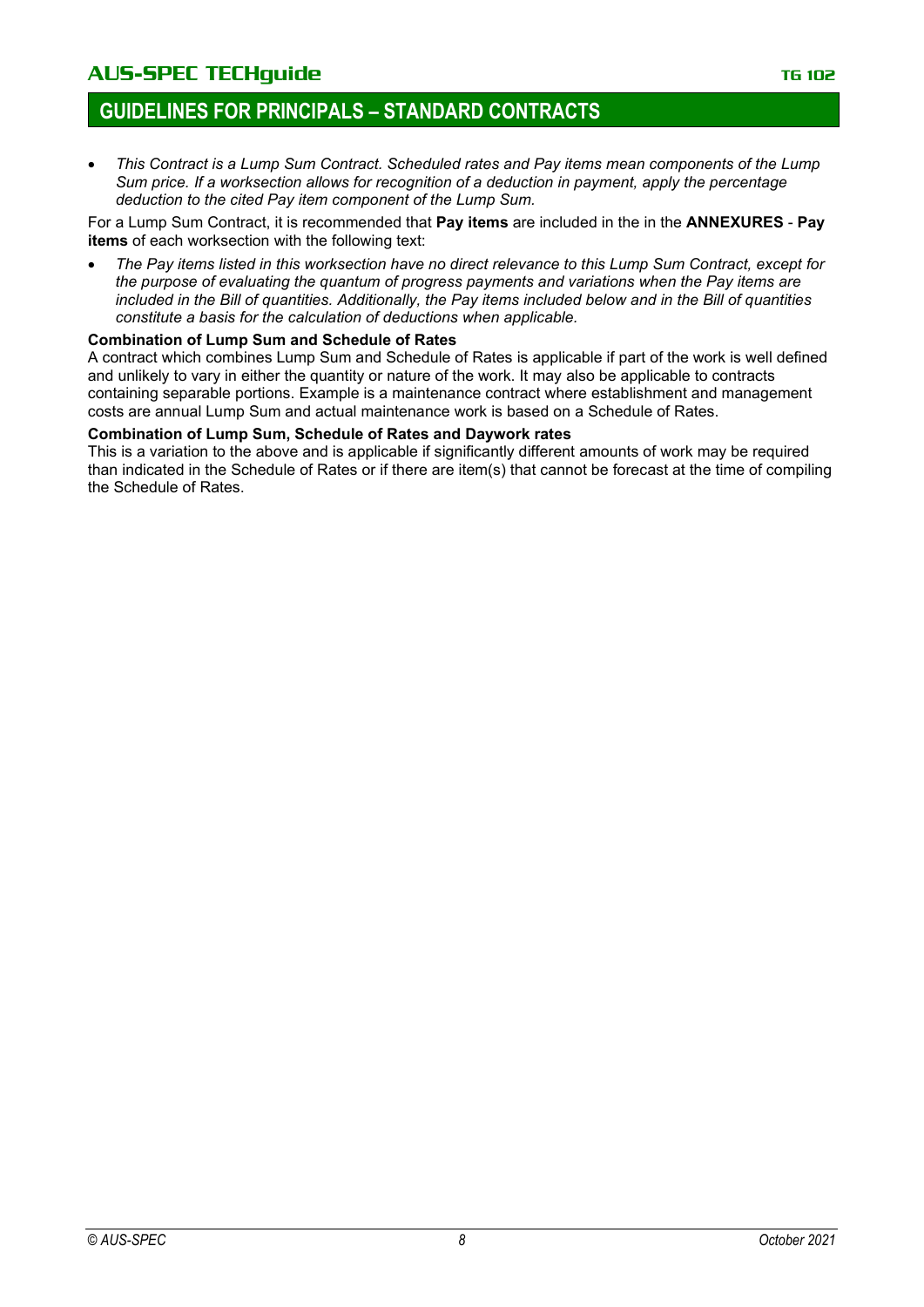- *This Contract is a Lump Sum Contract. Scheduled rates and Pay items mean components of the Lump Sum price. If a worksection allows for recognition of a deduction in payment, apply the percentage deduction to the cited Pay item component of the Lump Sum.*

For a Lump Sum Contract, it is recommended that **Pay items** are included in the in the **ANNEXURES** - **Pay items** of each worksection with the following text:

- *The Pay items listed in this worksection have no direct relevance to this Lump Sum Contract, except for the purpose of evaluating the quantum of progress payments and variations when the Pay items are included in the Bill of quantities. Additionally, the Pay items included below and in the Bill of quantities constitute a basis for the calculation of deductions when applicable.*

**Combination of Lump Sum and Schedule of Rates**

A contract which combines Lump Sum and Schedule of Rates is applicable if part of the work is well defined and unlikely to vary in either the quantity or nature of the work. It may also be applicable to contracts containing separable portions. Example is a maintenance contract where establishment and management costs are annual Lump Sum and actual maintenance work is based on a Schedule of Rates.

**Combination of Lump Sum, Schedule of Rates and Daywork rates**

This is a variation to the above and is applicable if significantly different amounts of work may be required than indicated in the Schedule of Rates or if there are item(s) that cannot be forecast at the time of compiling the Schedule of Rates.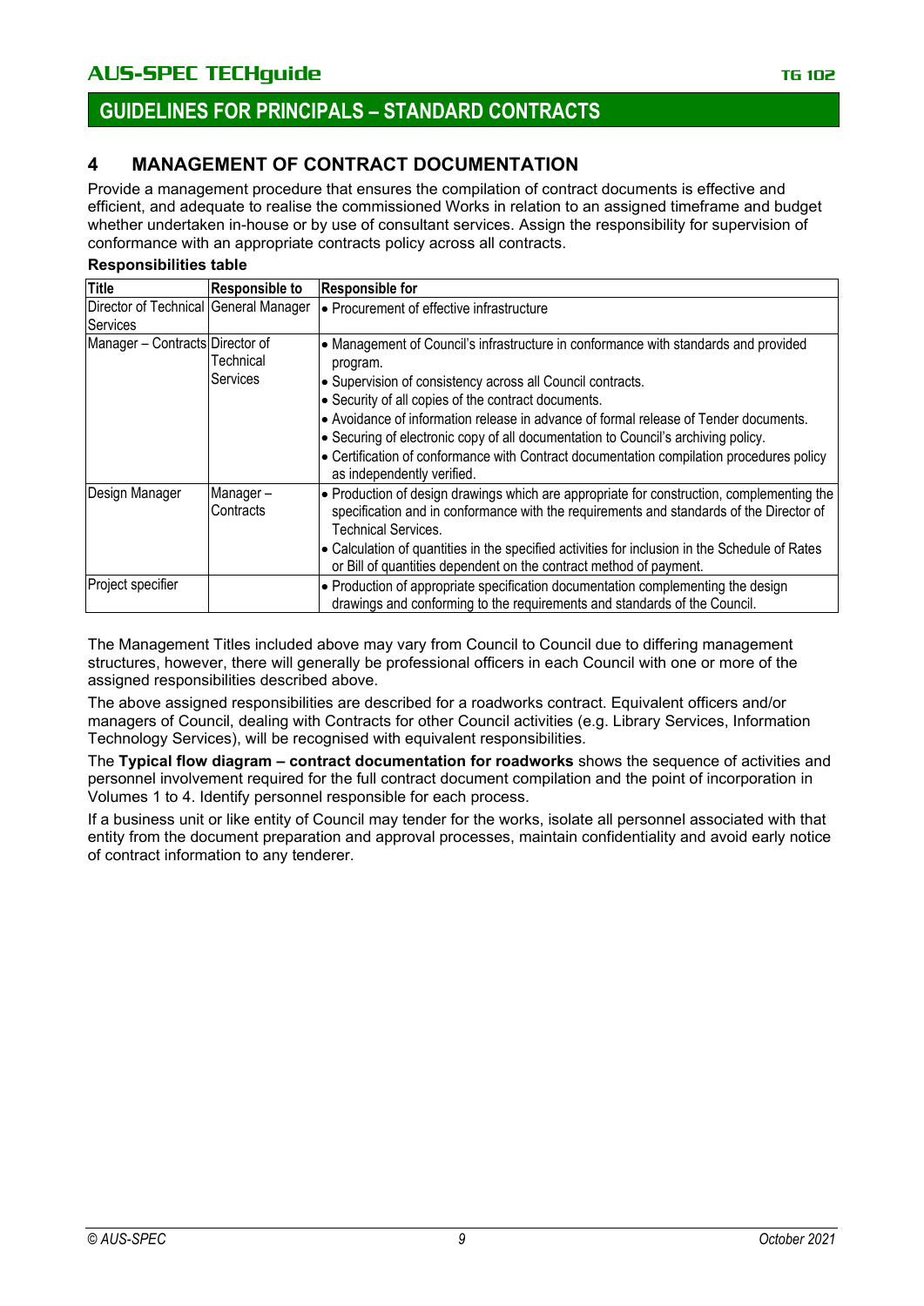## 4 MANAGEMENT OF CONTRACT DOCUMENTATION

Provide a management procedure that ensures the compilation of contract documents is effective and efficient, and adequate to realise the commissioned Works in relation to an assigned timeframe and budget whether undertaken in-house or by use of consultant services. Assign the responsibility for supervision of conformance with an appropriate contracts policy across all contracts.

**Responsibilities table**

| Title | Responsible to | Responsible for |
|---|---|---|
| Director of Technical Services | General Manager | • Procurement of effective infrastructure |
| Manager – Contracts | Director of Technical Services | • Management of Council's infrastructure in conformance with standards and provided program.<br>• Supervision of consistency across all Council contracts.<br>• Security of all copies of the contract documents.<br>• Avoidance of information release in advance of formal release of Tender documents.<br>• Securing of electronic copy of all documentation to Council's archiving policy.<br>• Certification of conformance with Contract documentation compilation procedures policy as independently verified. |
| Design Manager | Manager – Contracts | • Production of design drawings which are appropriate for construction, complementing the specification and in conformance with the requirements and standards of the Director of Technical Services.<br>• Calculation of quantities in the specified activities for inclusion in the Schedule of Rates or Bill of quantities dependent on the contract method of payment. |
| Project specifier | | • Production of appropriate specification documentation complementing the design drawings and conforming to the requirements and standards of the Council. |

The Management Titles included above may vary from Council to Council due to differing management structures, however, there will generally be professional officers in each Council with one or more of the assigned responsibilities described above.

The above assigned responsibilities are described for a roadworks contract. Equivalent officers and/or managers of Council, dealing with Contracts for other Council activities (e.g. Library Services, Information Technology Services), will be recognised with equivalent responsibilities.

The **Typical flow diagram – contract documentation for roadworks** shows the sequence of activities and personnel involvement required for the full contract document compilation and the point of incorporation in Volumes 1 to 4. Identify personnel responsible for each process.

If a business unit or like entity of Council may tender for the works, isolate all personnel associated with that entity from the document preparation and approval processes, maintain confidentiality and avoid early notice of contract information to any tenderer.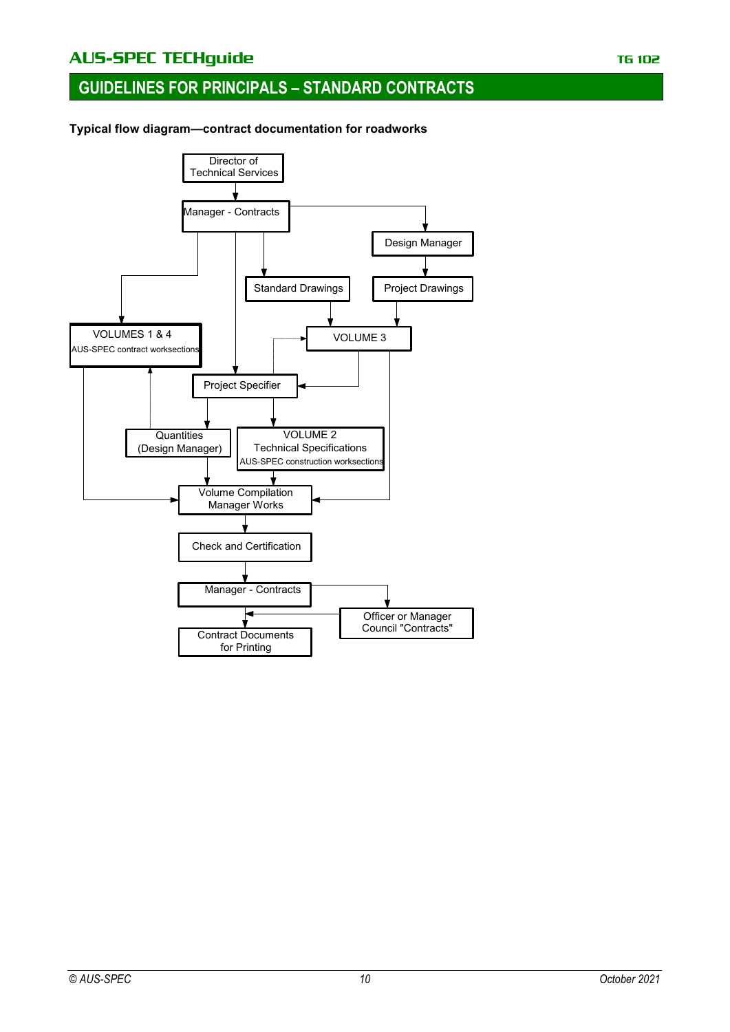## GUIDELINES FOR PRINCIPALS – STANDARD CONTRACTS

**Typical flow diagram—contract documentation for roadworks**

Director of Technical Services

Manager - Contracts

Design Manager

Standard Drawings

Project Drawings

VOLUMES 1 & 4
AUS-SPEC contract worksections

VOLUME 3

Project Specifier

Quantities (Design Manager)

VOLUME 2
Technical Specifications
AUS-SPEC construction worksections

Volume Compilation Manager Works

Check and Certification

Manager - Contracts

Officer or Manager Council "Contracts"

Contract Documents for Printing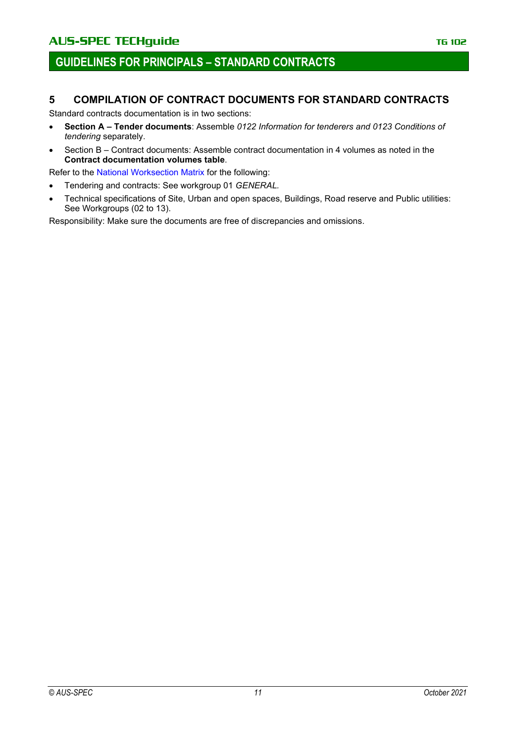## 5 COMPILATION OF CONTRACT DOCUMENTS FOR STANDARD CONTRACTS

Standard contracts documentation is in two sections:

- **Section A – Tender documents**: Assemble *0122 Information for tenderers and 0123 Conditions of tendering* separately.
- Section B – Contract documents: Assemble contract documentation in 4 volumes as noted in the **Contract documentation volumes table**.

Refer to the National Worksection Matrix for the following:

- Tendering and contracts: See workgroup 01 *GENERAL.*
- Technical specifications of Site, Urban and open spaces, Buildings, Road reserve and Public utilities: See Workgroups (02 to 13).

Responsibility: Make sure the documents are free of discrepancies and omissions.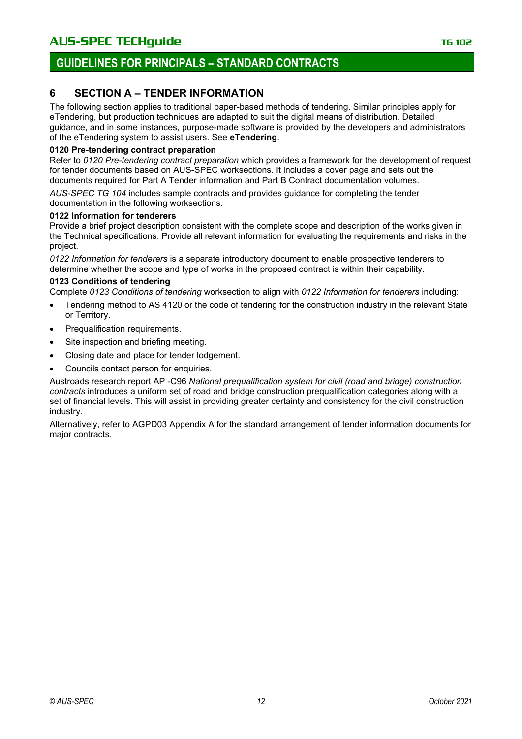## 6 SECTION A – TENDER INFORMATION

The following section applies to traditional paper-based methods of tendering. Similar principles apply for eTendering, but production techniques are adapted to suit the digital means of distribution. Detailed guidance, and in some instances, purpose-made software is provided by the developers and administrators of the eTendering system to assist users. See **eTendering**.

**0120 Pre-tendering contract preparation**

Refer to *0120 Pre-tendering contract preparation* which provides a framework for the development of request for tender documents based on AUS-SPEC worksections. It includes a cover page and sets out the documents required for Part A Tender information and Part B Contract documentation volumes.

*AUS-SPEC TG 104* includes sample contracts and provides guidance for completing the tender documentation in the following worksections.

**0122 Information for tenderers**

Provide a brief project description consistent with the complete scope and description of the works given in the Technical specifications. Provide all relevant information for evaluating the requirements and risks in the project.

*0122 Information for tenderers* is a separate introductory document to enable prospective tenderers to determine whether the scope and type of works in the proposed contract is within their capability.

**0123 Conditions of tendering**

Complete *0123 Conditions of tendering* worksection to align with *0122 Information for tenderers* including:

- Tendering method to AS 4120 or the code of tendering for the construction industry in the relevant State or Territory.
- Prequalification requirements.
- Site inspection and briefing meeting.
- Closing date and place for tender lodgement.
- Councils contact person for enquiries.

Austroads research report AP -C96 *National prequalification system for civil (road and bridge) construction contracts* introduces a uniform set of road and bridge construction prequalification categories along with a set of financial levels. This will assist in providing greater certainty and consistency for the civil construction industry.

Alternatively, refer to AGPD03 Appendix A for the standard arrangement of tender information documents for major contracts.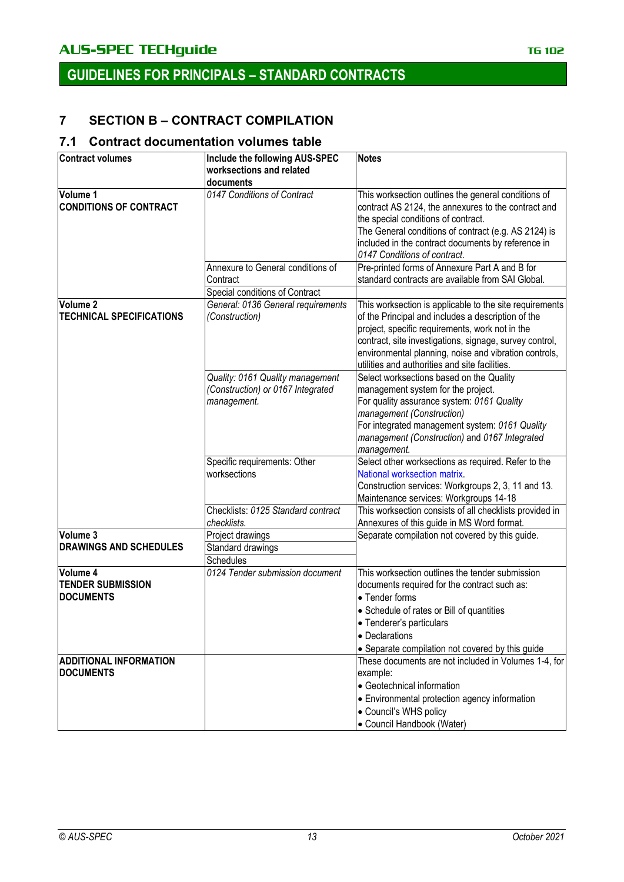## 7 SECTION B – CONTRACT COMPILATION

### 7.1 Contract documentation volumes table

| Contract volumes | Include the following AUS-SPEC worksections and related documents | Notes |
|---|---|---|
| **Volume 1**<br>**CONDITIONS OF CONTRACT** | *0147 Conditions of Contract* | This worksection outlines the general conditions of contract AS 2124, the annexures to the contract and the special conditions of contract.<br>The General conditions of contract (e.g. AS 2124) is included in the contract documents by reference in *0147 Conditions of contract.* |
| | Annexure to General conditions of Contract | Pre-printed forms of Annexure Part A and B for standard contracts are available from SAI Global. |
| | Special conditions of Contract | |
| **Volume 2**<br>**TECHNICAL SPECIFICATIONS** | *General: 0136 General requirements (Construction)* | This worksection is applicable to the site requirements of the Principal and includes a description of the project, specific requirements, work not in the contract, site investigations, signage, survey control, environmental planning, noise and vibration controls, utilities and authorities and site facilities. |
| | *Quality: 0161 Quality management (Construction) or 0167 Integrated management.* | Select worksections based on the Quality management system for the project.<br>For quality assurance system: *0161 Quality management (Construction)*<br>For integrated management system: *0161 Quality management (Construction)* and *0167 Integrated management.* |
| | Specific requirements: Other worksections | Select other worksections as required. Refer to the National worksection matrix.<br>Construction services: Workgroups 2, 3, 11 and 13.<br>Maintenance services: Workgroups 14-18 |
| | Checklists: *0125 Standard contract checklists.* | This worksection consists of all checklists provided in Annexures of this guide in MS Word format. |
| **Volume 3**<br>**DRAWINGS AND SCHEDULES** | Project drawings | Separate compilation not covered by this guide. |
| | Standard drawings | |
| | Schedules | |
| **Volume 4**<br>**TENDER SUBMISSION DOCUMENTS** | *0124 Tender submission document* | This worksection outlines the tender submission documents required for the contract such as:<br>• Tender forms<br>• Schedule of rates or Bill of quantities<br>• Tenderer's particulars<br>• Declarations<br>• Separate compilation not covered by this guide |
| **ADDITIONAL INFORMATION DOCUMENTS** | | These documents are not included in Volumes 1-4, for example:<br>• Geotechnical information<br>• Environmental protection agency information<br>• Council's WHS policy<br>• Council Handbook (Water) |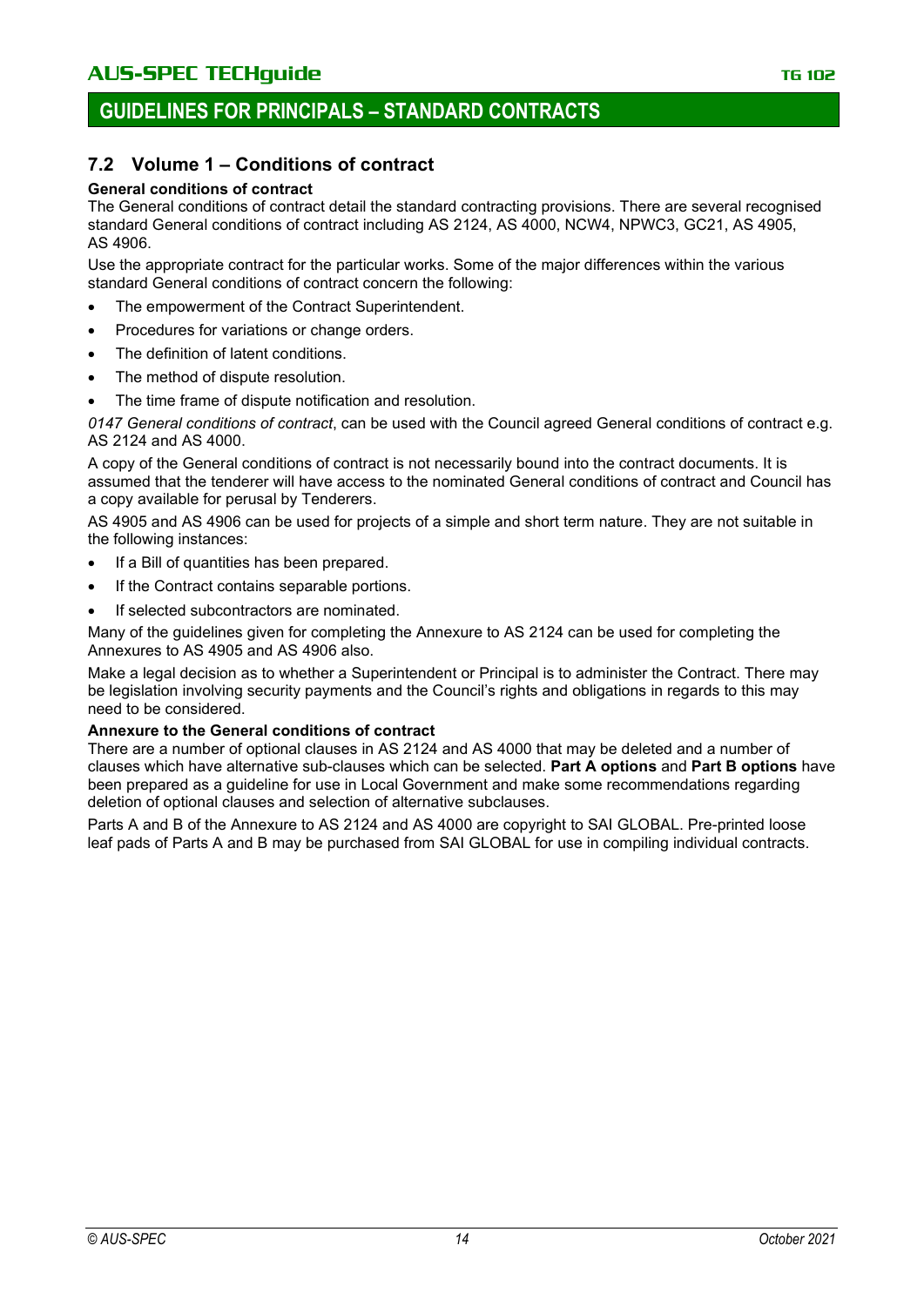## 7.2 Volume 1 – Conditions of contract

**General conditions of contract**

The General conditions of contract detail the standard contracting provisions. There are several recognised standard General conditions of contract including AS 2124, AS 4000, NCW4, NPWC3, GC21, AS 4905, AS 4906.

Use the appropriate contract for the particular works. Some of the major differences within the various standard General conditions of contract concern the following:

- The empowerment of the Contract Superintendent.
- Procedures for variations or change orders.
- The definition of latent conditions.
- The method of dispute resolution.
- The time frame of dispute notification and resolution.

*0147 General conditions of contract*, can be used with the Council agreed General conditions of contract e.g. AS 2124 and AS 4000.

A copy of the General conditions of contract is not necessarily bound into the contract documents. It is assumed that the tenderer will have access to the nominated General conditions of contract and Council has a copy available for perusal by Tenderers.

AS 4905 and AS 4906 can be used for projects of a simple and short term nature. They are not suitable in the following instances:

- If a Bill of quantities has been prepared.
- If the Contract contains separable portions.
- If selected subcontractors are nominated.

Many of the guidelines given for completing the Annexure to AS 2124 can be used for completing the Annexures to AS 4905 and AS 4906 also.

Make a legal decision as to whether a Superintendent or Principal is to administer the Contract. There may be legislation involving security payments and the Council's rights and obligations in regards to this may need to be considered.

**Annexure to the General conditions of contract**

There are a number of optional clauses in AS 2124 and AS 4000 that may be deleted and a number of clauses which have alternative sub-clauses which can be selected. **Part A options** and **Part B options** have been prepared as a guideline for use in Local Government and make some recommendations regarding deletion of optional clauses and selection of alternative subclauses.

Parts A and B of the Annexure to AS 2124 and AS 4000 are copyright to SAI GLOBAL. Pre-printed loose leaf pads of Parts A and B may be purchased from SAI GLOBAL for use in compiling individual contracts.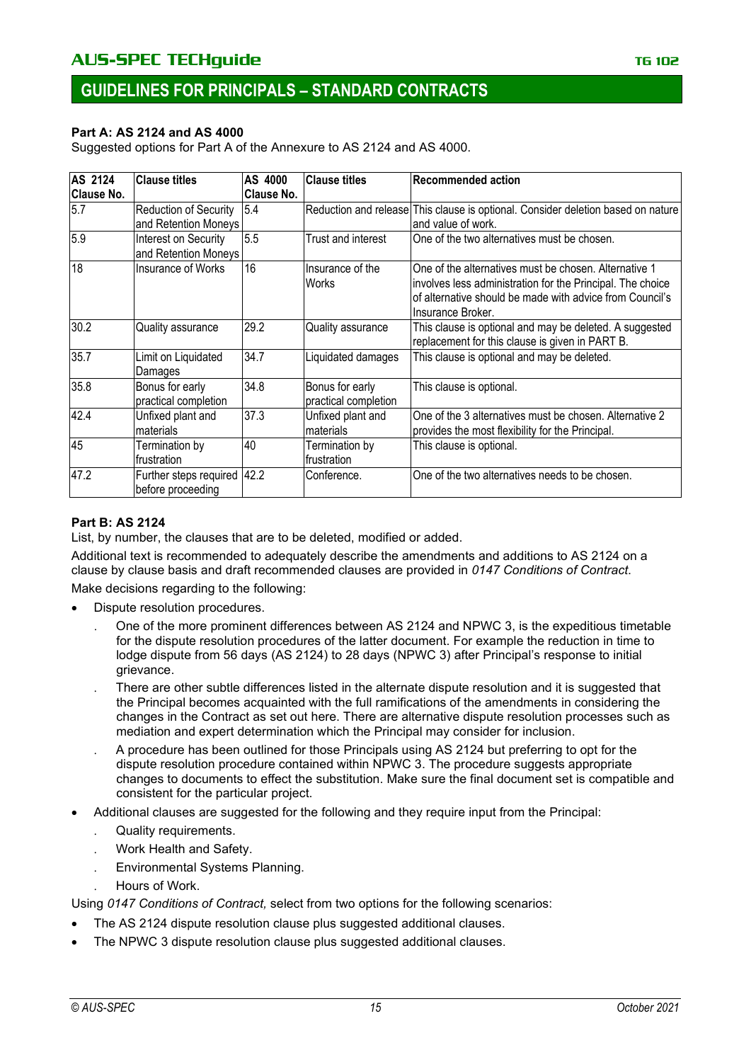## GUIDELINES FOR PRINCIPALS – STANDARD CONTRACTS

**Part A: AS 2124 and AS 4000**

Suggested options for Part A of the Annexure to AS 2124 and AS 4000.

| AS 2124 Clause No. | Clause titles | AS 4000 Clause No. | Clause titles | Recommended action |
|---|---|---|---|---|
| 5.7 | Reduction of Security and Retention Moneys | 5.4 | Reduction and release | This clause is optional. Consider deletion based on nature and value of work. |
| 5.9 | Interest on Security and Retention Moneys | 5.5 | Trust and interest | One of the two alternatives must be chosen. |
| 18 | Insurance of Works | 16 | Insurance of the Works | One of the alternatives must be chosen. Alternative 1 involves less administration for the Principal. The choice of alternative should be made with advice from Council's Insurance Broker. |
| 30.2 | Quality assurance | 29.2 | Quality assurance | This clause is optional and may be deleted. A suggested replacement for this clause is given in PART B. |
| 35.7 | Limit on Liquidated Damages | 34.7 | Liquidated damages | This clause is optional and may be deleted. |
| 35.8 | Bonus for early practical completion | 34.8 | Bonus for early practical completion | This clause is optional. |
| 42.4 | Unfixed plant and materials | 37.3 | Unfixed plant and materials | One of the 3 alternatives must be chosen. Alternative 2 provides the most flexibility for the Principal. |
| 45 | Termination by frustration | 40 | Termination by frustration | This clause is optional. |
| 47.2 | Further steps required before proceeding | 42.2 | Conference. | One of the two alternatives needs to be chosen. |

**Part B: AS 2124**

List, by number, the clauses that are to be deleted, modified or added.

Additional text is recommended to adequately describe the amendments and additions to AS 2124 on a clause by clause basis and draft recommended clauses are provided in *0147 Conditions of Contract.*

Make decisions regarding to the following:

- Dispute resolution procedures.
  - One of the more prominent differences between AS 2124 and NPWC 3, is the expeditious timetable for the dispute resolution procedures of the latter document. For example the reduction in time to lodge dispute from 56 days (AS 2124) to 28 days (NPWC 3) after Principal's response to initial grievance.
  - There are other subtle differences listed in the alternate dispute resolution and it is suggested that the Principal becomes acquainted with the full ramifications of the amendments in considering the changes in the Contract as set out here. There are alternative dispute resolution processes such as mediation and expert determination which the Principal may consider for inclusion.
  - A procedure has been outlined for those Principals using AS 2124 but preferring to opt for the dispute resolution procedure contained within NPWC 3. The procedure suggests appropriate changes to documents to effect the substitution. Make sure the final document set is compatible and consistent for the particular project.
- Additional clauses are suggested for the following and they require input from the Principal:
  - Quality requirements.
  - Work Health and Safety.
  - Environmental Systems Planning.
  - Hours of Work.

Using *0147 Conditions of Contract,* select from two options for the following scenarios:

- The AS 2124 dispute resolution clause plus suggested additional clauses.
- The NPWC 3 dispute resolution clause plus suggested additional clauses.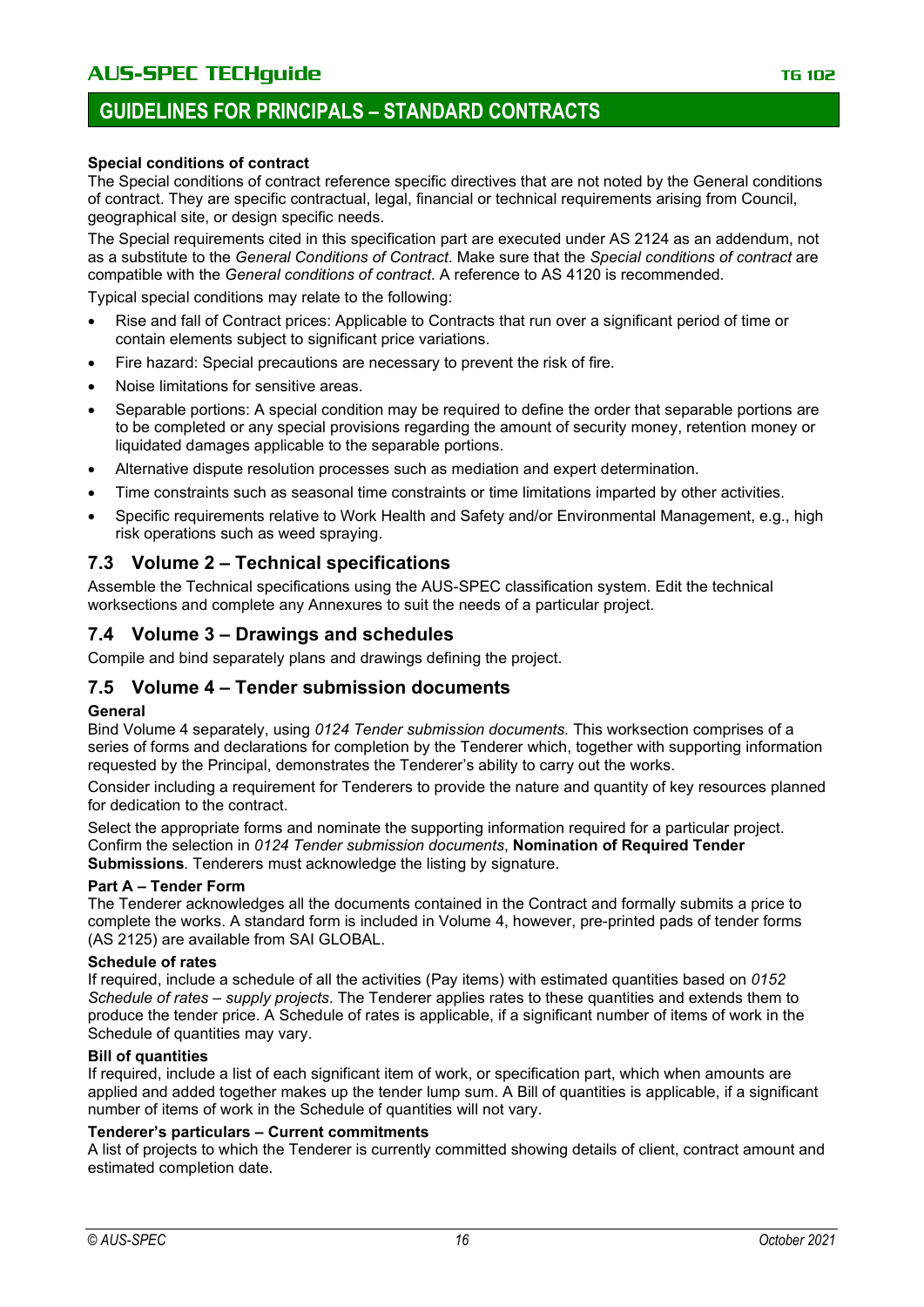**Special conditions of contract**

The Special conditions of contract reference specific directives that are not noted by the General conditions of contract. They are specific contractual, legal, financial or technical requirements arising from Council, geographical site, or design specific needs.

The Special requirements cited in this specification part are executed under AS 2124 as an addendum, not as a substitute to the *General Conditions of Contract*. Make sure that the *Special conditions of contract* are compatible with the *General conditions of contract*. A reference to AS 4120 is recommended.

Typical special conditions may relate to the following:

- Rise and fall of Contract prices: Applicable to Contracts that run over a significant period of time or contain elements subject to significant price variations.
- Fire hazard: Special precautions are necessary to prevent the risk of fire.
- Noise limitations for sensitive areas.
- Separable portions: A special condition may be required to define the order that separable portions are to be completed or any special provisions regarding the amount of security money, retention money or liquidated damages applicable to the separable portions.
- Alternative dispute resolution processes such as mediation and expert determination.
- Time constraints such as seasonal time constraints or time limitations imparted by other activities.
- Specific requirements relative to Work Health and Safety and/or Environmental Management, e.g., high risk operations such as weed spraying.

## 7.3 Volume 2 – Technical specifications

Assemble the Technical specifications using the AUS-SPEC classification system. Edit the technical worksections and complete any Annexures to suit the needs of a particular project.

## 7.4 Volume 3 – Drawings and schedules

Compile and bind separately plans and drawings defining the project.

## 7.5 Volume 4 – Tender submission documents

**General**

Bind Volume 4 separately, using *0124 Tender submission documents.* This worksection comprises of a series of forms and declarations for completion by the Tenderer which, together with supporting information requested by the Principal, demonstrates the Tenderer's ability to carry out the works.

Consider including a requirement for Tenderers to provide the nature and quantity of key resources planned for dedication to the contract.

Select the appropriate forms and nominate the supporting information required for a particular project. Confirm the selection in *0124 Tender submission documents*, **Nomination of Required Tender Submissions***.* Tenderers must acknowledge the listing by signature.

**Part A – Tender Form**

The Tenderer acknowledges all the documents contained in the Contract and formally submits a price to complete the works. A standard form is included in Volume 4, however, pre-printed pads of tender forms (AS 2125) are available from SAI GLOBAL.

**Schedule of rates**

If required, include a schedule of all the activities (Pay items) with estimated quantities based on *0152 Schedule of rates – supply projects*. The Tenderer applies rates to these quantities and extends them to produce the tender price. A Schedule of rates is applicable, if a significant number of items of work in the Schedule of quantities may vary.

**Bill of quantities**

If required, include a list of each significant item of work, or specification part, which when amounts are applied and added together makes up the tender lump sum. A Bill of quantities is applicable, if a significant number of items of work in the Schedule of quantities will not vary.

**Tenderer's particulars – Current commitments**

A list of projects to which the Tenderer is currently committed showing details of client, contract amount and estimated completion date.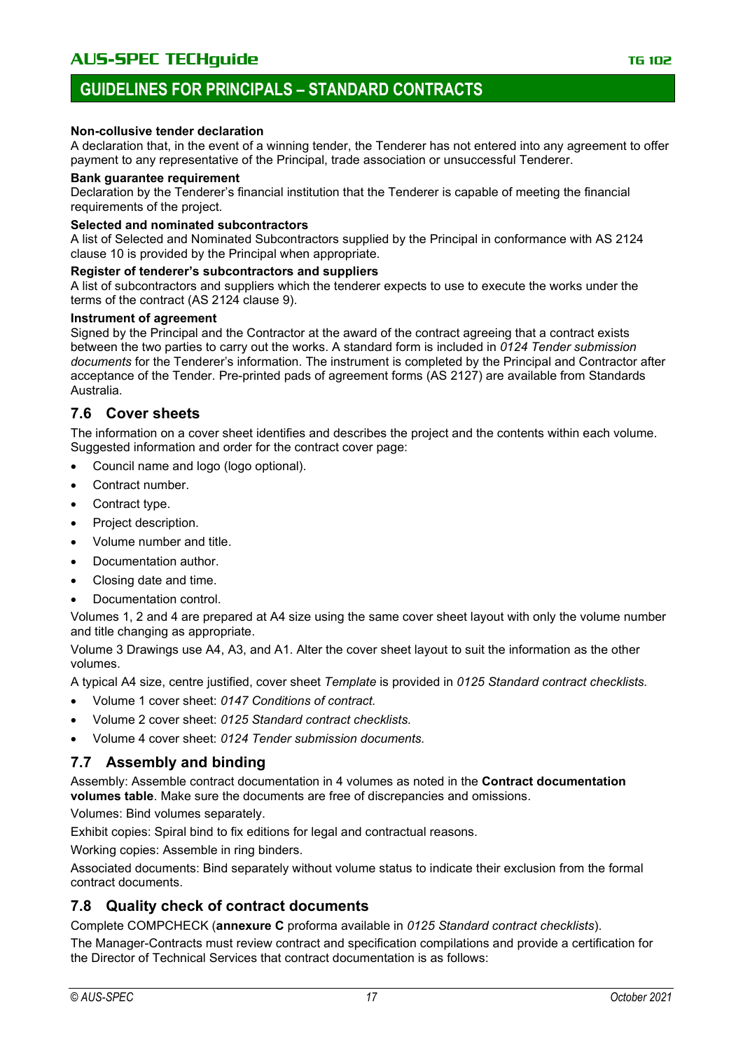**Non-collusive tender declaration**

A declaration that, in the event of a winning tender, the Tenderer has not entered into any agreement to offer payment to any representative of the Principal, trade association or unsuccessful Tenderer.

**Bank guarantee requirement**

Declaration by the Tenderer's financial institution that the Tenderer is capable of meeting the financial requirements of the project.

**Selected and nominated subcontractors**

A list of Selected and Nominated Subcontractors supplied by the Principal in conformance with AS 2124 clause 10 is provided by the Principal when appropriate.

**Register of tenderer's subcontractors and suppliers**

A list of subcontractors and suppliers which the tenderer expects to use to execute the works under the terms of the contract (AS 2124 clause 9).

**Instrument of agreement**

Signed by the Principal and the Contractor at the award of the contract agreeing that a contract exists between the two parties to carry out the works. A standard form is included in *0124 Tender submission documents* for the Tenderer's information. The instrument is completed by the Principal and Contractor after acceptance of the Tender. Pre-printed pads of agreement forms (AS 2127) are available from Standards Australia.

## 7.6 Cover sheets

The information on a cover sheet identifies and describes the project and the contents within each volume. Suggested information and order for the contract cover page:

- Council name and logo (logo optional).
- Contract number.
- Contract type.
- Project description.
- Volume number and title.
- Documentation author.
- Closing date and time.
- Documentation control.

Volumes 1, 2 and 4 are prepared at A4 size using the same cover sheet layout with only the volume number and title changing as appropriate.

Volume 3 Drawings use A4, A3, and A1. Alter the cover sheet layout to suit the information as the other volumes.

A typical A4 size, centre justified, cover sheet *Template* is provided in *0125 Standard contract checklists.*

- Volume 1 cover sheet: *0147 Conditions of contract.*
- Volume 2 cover sheet: *0125 Standard contract checklists.*
- Volume 4 cover sheet: *0124 Tender submission documents.*

## 7.7 Assembly and binding

Assembly: Assemble contract documentation in 4 volumes as noted in the **Contract documentation volumes table**. Make sure the documents are free of discrepancies and omissions.

Volumes: Bind volumes separately.

Exhibit copies: Spiral bind to fix editions for legal and contractual reasons.

Working copies: Assemble in ring binders.

Associated documents: Bind separately without volume status to indicate their exclusion from the formal contract documents.

## 7.8 Quality check of contract documents

Complete COMPCHECK (**annexure C** proforma available in *0125 Standard contract checklists*).

The Manager-Contracts must review contract and specification compilations and provide a certification for the Director of Technical Services that contract documentation is as follows: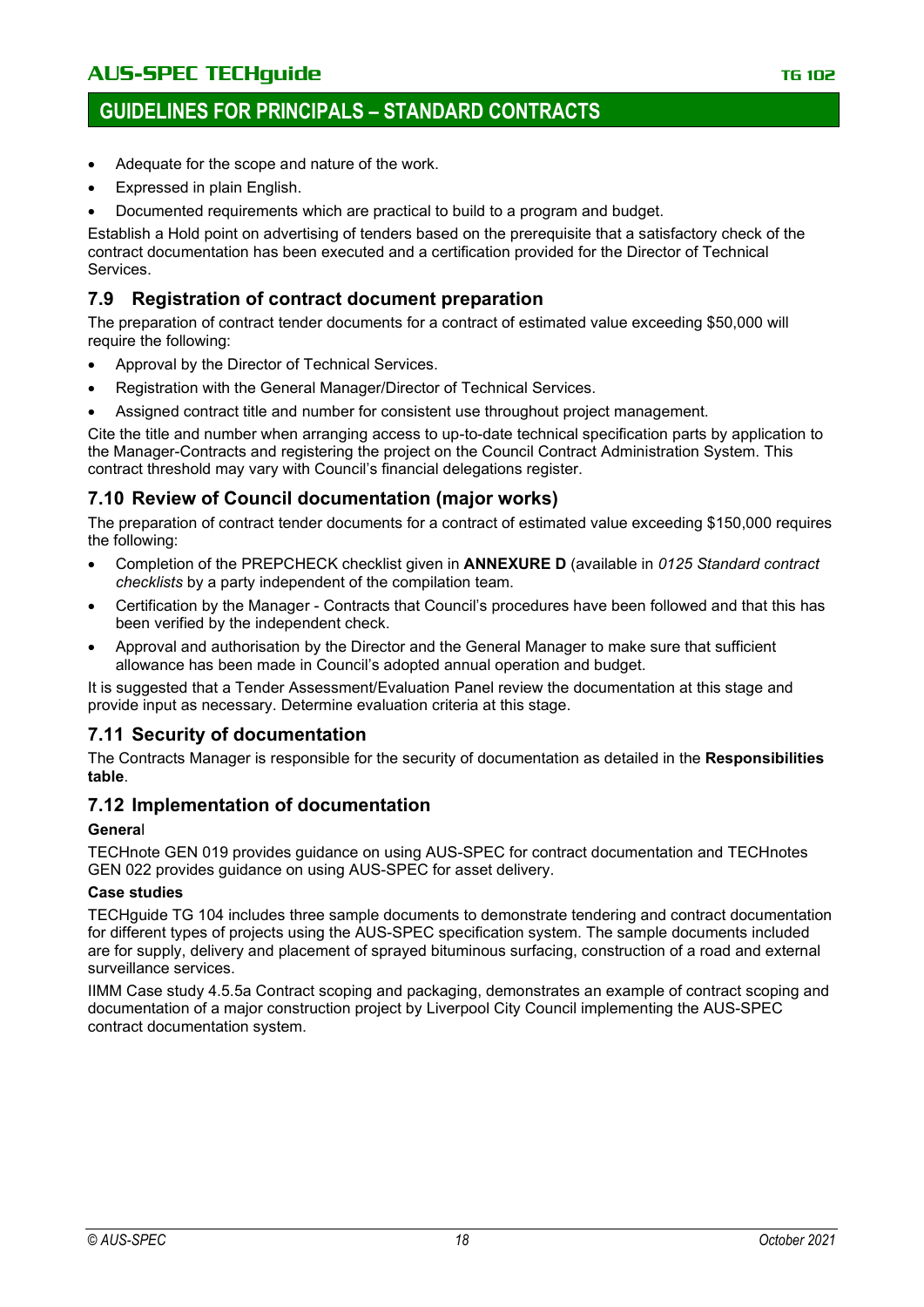- Adequate for the scope and nature of the work.
- Expressed in plain English.
- Documented requirements which are practical to build to a program and budget.

Establish a Hold point on advertising of tenders based on the prerequisite that a satisfactory check of the contract documentation has been executed and a certification provided for the Director of Technical Services.

## 7.9 Registration of contract document preparation

The preparation of contract tender documents for a contract of estimated value exceeding $50,000 will require the following:

- Approval by the Director of Technical Services.
- Registration with the General Manager/Director of Technical Services.
- Assigned contract title and number for consistent use throughout project management.

Cite the title and number when arranging access to up-to-date technical specification parts by application to the Manager-Contracts and registering the project on the Council Contract Administration System. This contract threshold may vary with Council's financial delegations register.

## 7.10 Review of Council documentation (major works)

The preparation of contract tender documents for a contract of estimated value exceeding $150,000 requires the following:

- Completion of the PREPCHECK checklist given in **ANNEXURE D** (available in *0125 Standard contract checklists* by a party independent of the compilation team.
- Certification by the Manager - Contracts that Council's procedures have been followed and that this has been verified by the independent check.
- Approval and authorisation by the Director and the General Manager to make sure that sufficient allowance has been made in Council's adopted annual operation and budget.

It is suggested that a Tender Assessment/Evaluation Panel review the documentation at this stage and provide input as necessary. Determine evaluation criteria at this stage.

## 7.11 Security of documentation

The Contracts Manager is responsible for the security of documentation as detailed in the **Responsibilities table**.

## 7.12 Implementation of documentation

**General**

TECHnote GEN 019 provides guidance on using AUS-SPEC for contract documentation and TECHnotes GEN 022 provides guidance on using AUS-SPEC for asset delivery.

**Case studies**

TECHguide TG 104 includes three sample documents to demonstrate tendering and contract documentation for different types of projects using the AUS-SPEC specification system. The sample documents included are for supply, delivery and placement of sprayed bituminous surfacing, construction of a road and external surveillance services.

IIMM Case study 4.5.5a Contract scoping and packaging, demonstrates an example of contract scoping and documentation of a major construction project by Liverpool City Council implementing the AUS-SPEC contract documentation system.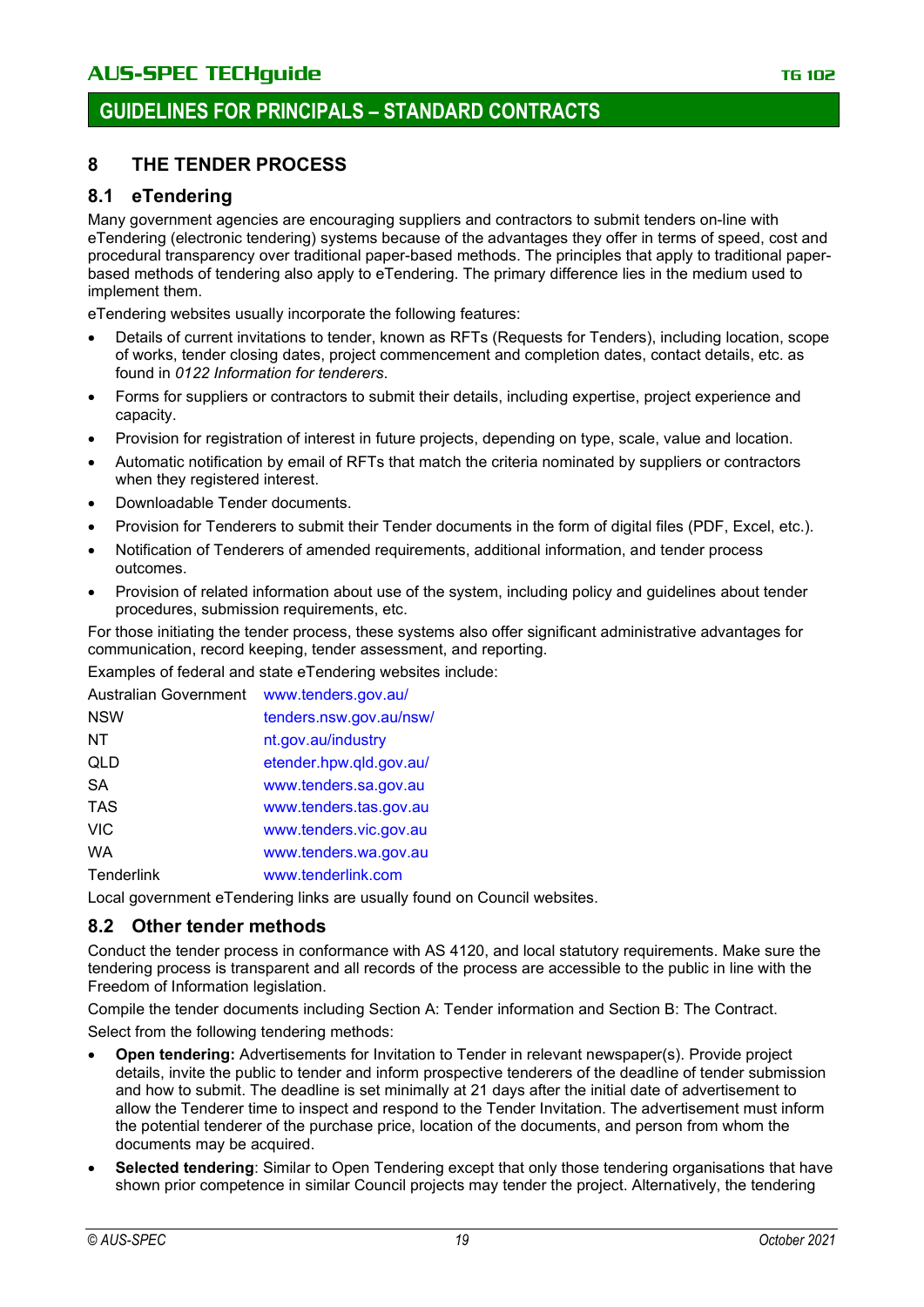# 8 THE TENDER PROCESS

## 8.1 eTendering

Many government agencies are encouraging suppliers and contractors to submit tenders on-line with eTendering (electronic tendering) systems because of the advantages they offer in terms of speed, cost and procedural transparency over traditional paper-based methods. The principles that apply to traditional paper-based methods of tendering also apply to eTendering. The primary difference lies in the medium used to implement them.

eTendering websites usually incorporate the following features:

- Details of current invitations to tender, known as RFTs (Requests for Tenders), including location, scope of works, tender closing dates, project commencement and completion dates, contact details, etc. as found in *0122 Information for tenderers*.
- Forms for suppliers or contractors to submit their details, including expertise, project experience and capacity.
- Provision for registration of interest in future projects, depending on type, scale, value and location.
- Automatic notification by email of RFTs that match the criteria nominated by suppliers or contractors when they registered interest.
- Downloadable Tender documents.
- Provision for Tenderers to submit their Tender documents in the form of digital files (PDF, Excel, etc.).
- Notification of Tenderers of amended requirements, additional information, and tender process outcomes.
- Provision of related information about use of the system, including policy and guidelines about tender procedures, submission requirements, etc.

For those initiating the tender process, these systems also offer significant administrative advantages for communication, record keeping, tender assessment, and reporting.

Examples of federal and state eTendering websites include:

| | |
|---|---|
| Australian Government | www.tenders.gov.au/ |
| NSW | tenders.nsw.gov.au/nsw/ |
| NT | nt.gov.au/industry |
| QLD | etender.hpw.qld.gov.au/ |
| SA | www.tenders.sa.gov.au |
| TAS | www.tenders.tas.gov.au |
| VIC | www.tenders.vic.gov.au |
| WA | www.tenders.wa.gov.au |
| Tenderlink | www.tenderlink.com |

Local government eTendering links are usually found on Council websites.

## 8.2 Other tender methods

Conduct the tender process in conformance with AS 4120, and local statutory requirements. Make sure the tendering process is transparent and all records of the process are accessible to the public in line with the Freedom of Information legislation.

Compile the tender documents including Section A: Tender information and Section B: The Contract.

Select from the following tendering methods:

- **Open tendering:** Advertisements for Invitation to Tender in relevant newspaper(s). Provide project details, invite the public to tender and inform prospective tenderers of the deadline of tender submission and how to submit. The deadline is set minimally at 21 days after the initial date of advertisement to allow the Tenderer time to inspect and respond to the Tender Invitation. The advertisement must inform the potential tenderer of the purchase price, location of the documents, and person from whom the documents may be acquired.
- **Selected tendering**: Similar to Open Tendering except that only those tendering organisations that have shown prior competence in similar Council projects may tender the project. Alternatively, the tendering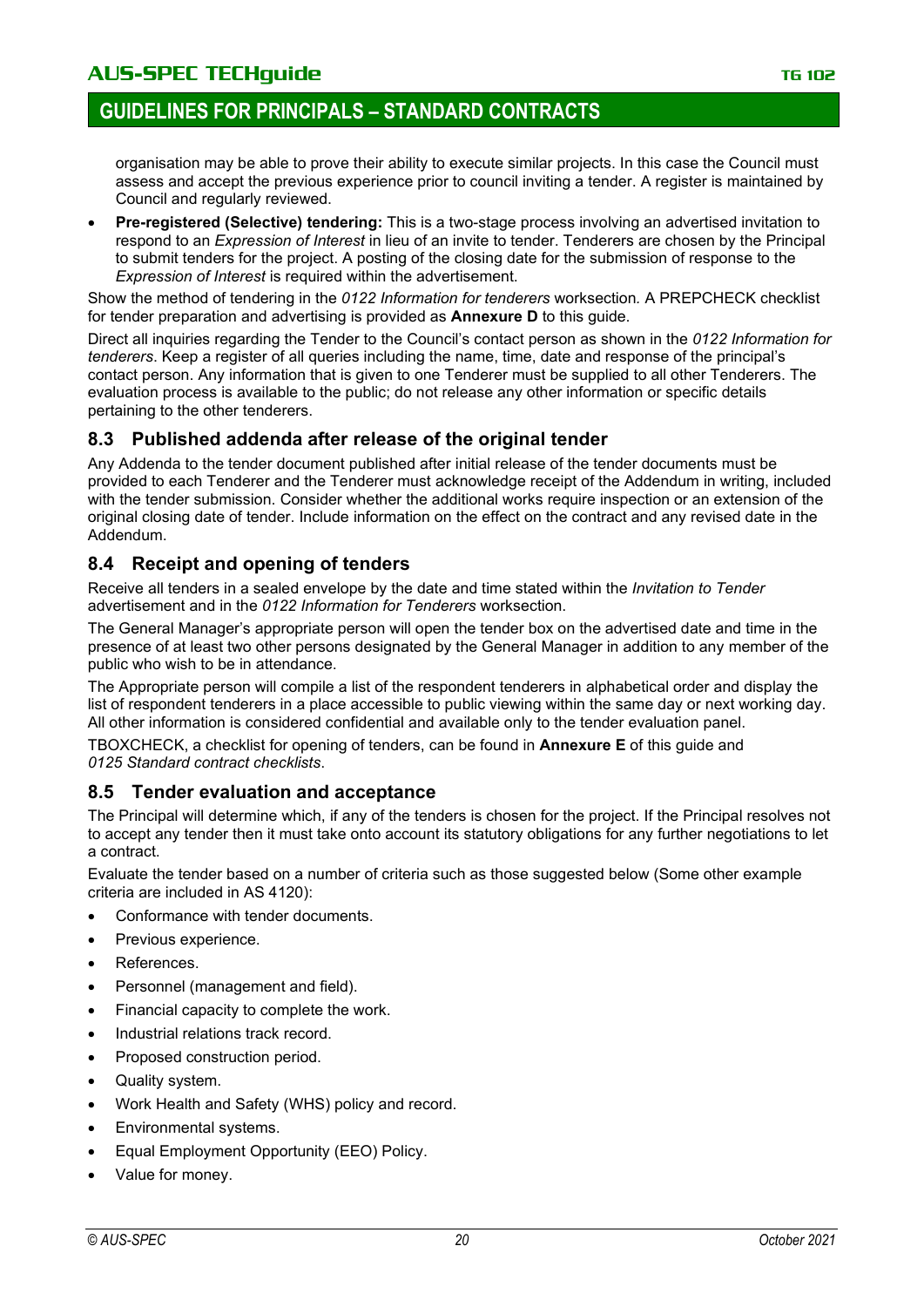organisation may be able to prove their ability to execute similar projects. In this case the Council must assess and accept the previous experience prior to council inviting a tender. A register is maintained by Council and regularly reviewed.

- **Pre-registered (Selective) tendering:** This is a two-stage process involving an advertised invitation to respond to an *Expression of Interest* in lieu of an invite to tender. Tenderers are chosen by the Principal to submit tenders for the project. A posting of the closing date for the submission of response to the *Expression of Interest* is required within the advertisement.

Show the method of tendering in the *0122 Information for tenderers* worksection. A PREPCHECK checklist for tender preparation and advertising is provided as **Annexure D** to this guide.

Direct all inquiries regarding the Tender to the Council's contact person as shown in the *0122 Information for tenderers*. Keep a register of all queries including the name, time, date and response of the principal's contact person. Any information that is given to one Tenderer must be supplied to all other Tenderers. The evaluation process is available to the public; do not release any other information or specific details pertaining to the other tenderers.

## 8.3 Published addenda after release of the original tender

Any Addenda to the tender document published after initial release of the tender documents must be provided to each Tenderer and the Tenderer must acknowledge receipt of the Addendum in writing, included with the tender submission. Consider whether the additional works require inspection or an extension of the original closing date of tender. Include information on the effect on the contract and any revised date in the Addendum.

## 8.4 Receipt and opening of tenders

Receive all tenders in a sealed envelope by the date and time stated within the *Invitation to Tender* advertisement and in the *0122 Information for Tenderers* worksection.

The General Manager's appropriate person will open the tender box on the advertised date and time in the presence of at least two other persons designated by the General Manager in addition to any member of the public who wish to be in attendance.

The Appropriate person will compile a list of the respondent tenderers in alphabetical order and display the list of respondent tenderers in a place accessible to public viewing within the same day or next working day. All other information is considered confidential and available only to the tender evaluation panel.

TBOXCHECK, a checklist for opening of tenders, can be found in **Annexure E** of this guide and *0125 Standard contract checklists*.

## 8.5 Tender evaluation and acceptance

The Principal will determine which, if any of the tenders is chosen for the project. If the Principal resolves not to accept any tender then it must take onto account its statutory obligations for any further negotiations to let a contract.

Evaluate the tender based on a number of criteria such as those suggested below (Some other example criteria are included in AS 4120):

- Conformance with tender documents.
- Previous experience.
- References.
- Personnel (management and field).
- Financial capacity to complete the work.
- Industrial relations track record.
- Proposed construction period.
- Quality system.
- Work Health and Safety (WHS) policy and record.
- Environmental systems.
- Equal Employment Opportunity (EEO) Policy.
- Value for money.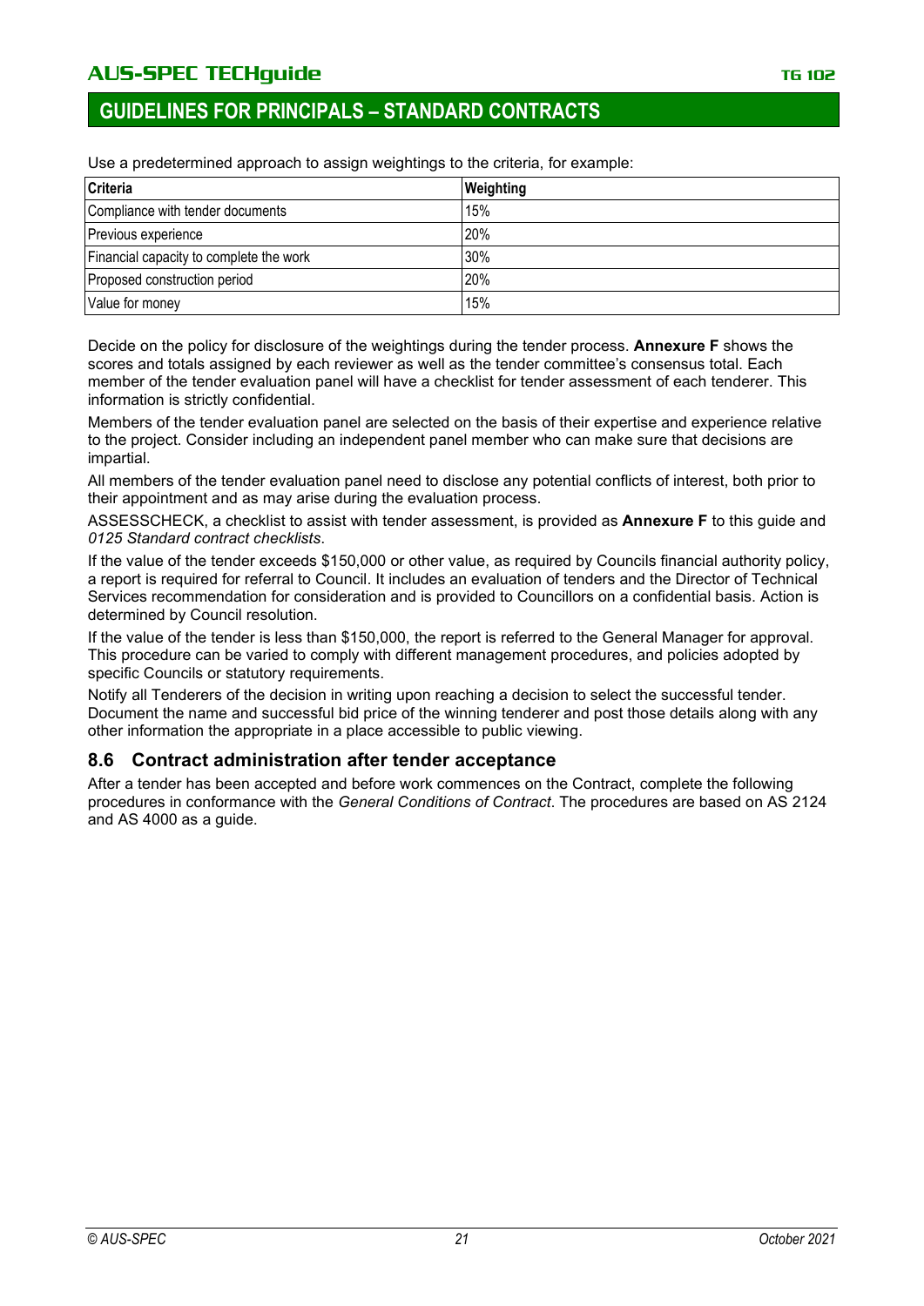Use a predetermined approach to assign weightings to the criteria, for example:

| Criteria | Weighting |
|---|---|
| Compliance with tender documents | 15% |
| Previous experience | 20% |
| Financial capacity to complete the work | 30% |
| Proposed construction period | 20% |
| Value for money | 15% |

Decide on the policy for disclosure of the weightings during the tender process. **Annexure F** shows the scores and totals assigned by each reviewer as well as the tender committee's consensus total. Each member of the tender evaluation panel will have a checklist for tender assessment of each tenderer. This information is strictly confidential.

Members of the tender evaluation panel are selected on the basis of their expertise and experience relative to the project. Consider including an independent panel member who can make sure that decisions are impartial.

All members of the tender evaluation panel need to disclose any potential conflicts of interest, both prior to their appointment and as may arise during the evaluation process.

ASSESSCHECK, a checklist to assist with tender assessment, is provided as **Annexure F** to this guide and *0125 Standard contract checklists*.

If the value of the tender exceeds $150,000 or other value, as required by Councils financial authority policy, a report is required for referral to Council. It includes an evaluation of tenders and the Director of Technical Services recommendation for consideration and is provided to Councillors on a confidential basis. Action is determined by Council resolution.

If the value of the tender is less than $150,000, the report is referred to the General Manager for approval. This procedure can be varied to comply with different management procedures, and policies adopted by specific Councils or statutory requirements.

Notify all Tenderers of the decision in writing upon reaching a decision to select the successful tender. Document the name and successful bid price of the winning tenderer and post those details along with any other information the appropriate in a place accessible to public viewing.

## 8.6 Contract administration after tender acceptance

After a tender has been accepted and before work commences on the Contract, complete the following procedures in conformance with the *General Conditions of Contract*. The procedures are based on AS 2124 and AS 4000 as a guide.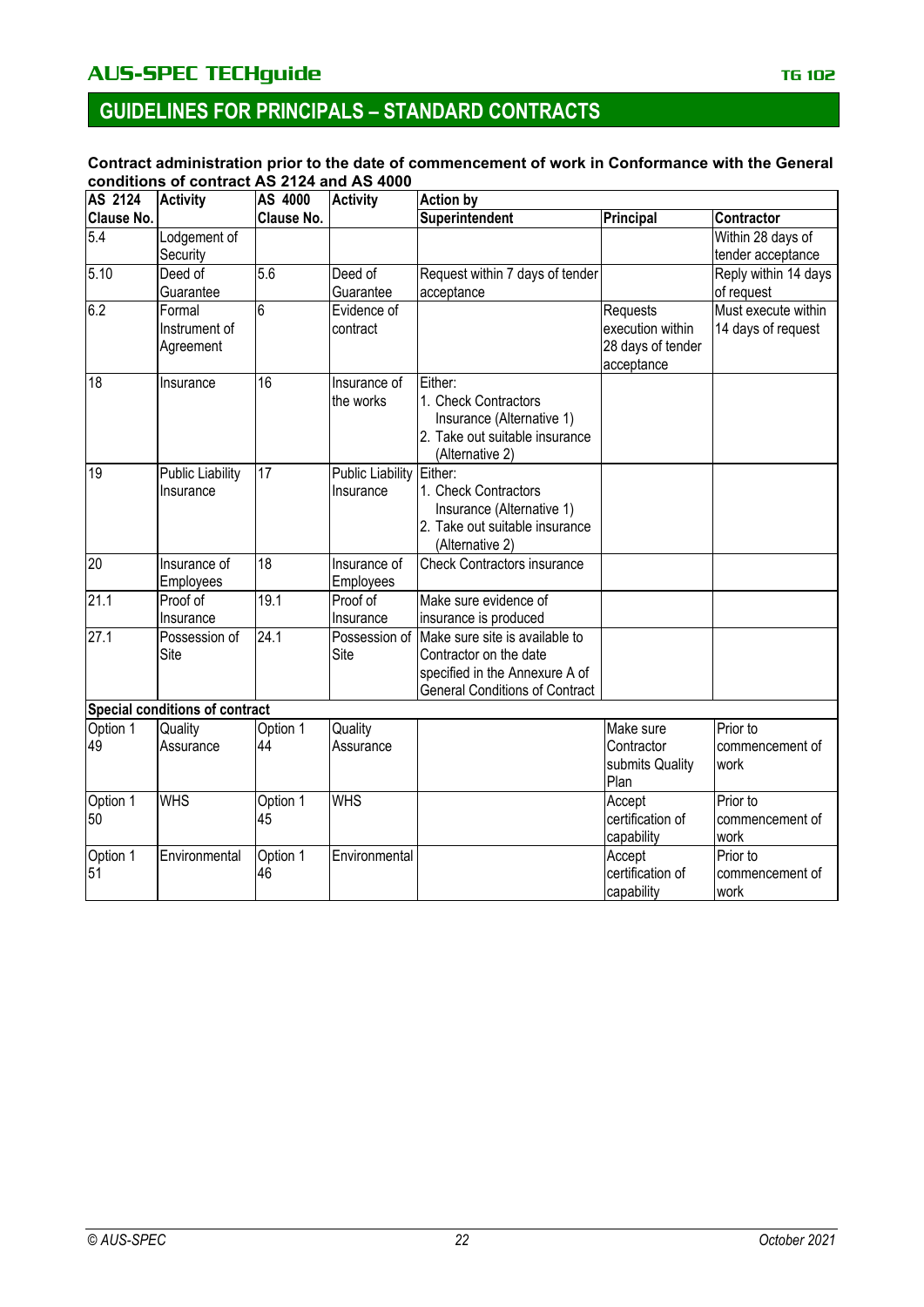## GUIDELINES FOR PRINCIPALS – STANDARD CONTRACTS

**Contract administration prior to the date of commencement of work in Conformance with the General conditions of contract AS 2124 and AS 4000**

| AS 2124 Clause No. | Activity | AS 4000 Clause No. | Activity | Action by | | |
|---|---|---|---|---|---|---|
| | | | | **Superintendent** | **Principal** | **Contractor** |
| 5.4 | Lodgement of Security | | | | | Within 28 days of tender acceptance |
| 5.10 | Deed of Guarantee | 5.6 | Deed of Guarantee | Request within 7 days of tender acceptance | | Reply within 14 days of request |
| 6.2 | Formal Instrument of Agreement | 6 | Evidence of contract | | Requests execution within 28 days of tender acceptance | Must execute within 14 days of request |
| 18 | Insurance | 16 | Insurance of the works | Either:<br>1. Check Contractors Insurance (Alternative 1)<br>2. Take out suitable insurance (Alternative 2) | | |
| 19 | Public Liability Insurance | 17 | Public Liability Insurance | Either:<br>1. Check Contractors Insurance (Alternative 1)<br>2. Take out suitable insurance (Alternative 2) | | |
| 20 | Insurance of Employees | 18 | Insurance of Employees | Check Contractors insurance | | |
| 21.1 | Proof of Insurance | 19.1 | Proof of Insurance | Make sure evidence of insurance is produced | | |
| 27.1 | Possession of Site | 24.1 | Possession of Site | Make sure site is available to Contractor on the date specified in the Annexure A of General Conditions of Contract | | |
| **Special conditions of contract** | | | | | | |
| Option 1 49 | Quality Assurance | Option 1 44 | Quality Assurance | | Make sure Contractor submits Quality Plan | Prior to commencement of work |
| Option 1 50 | WHS | Option 1 45 | WHS | | Accept certification of capability | Prior to commencement of work |
| Option 1 51 | Environmental | Option 1 46 | Environmental | | Accept certification of capability | Prior to commencement of work |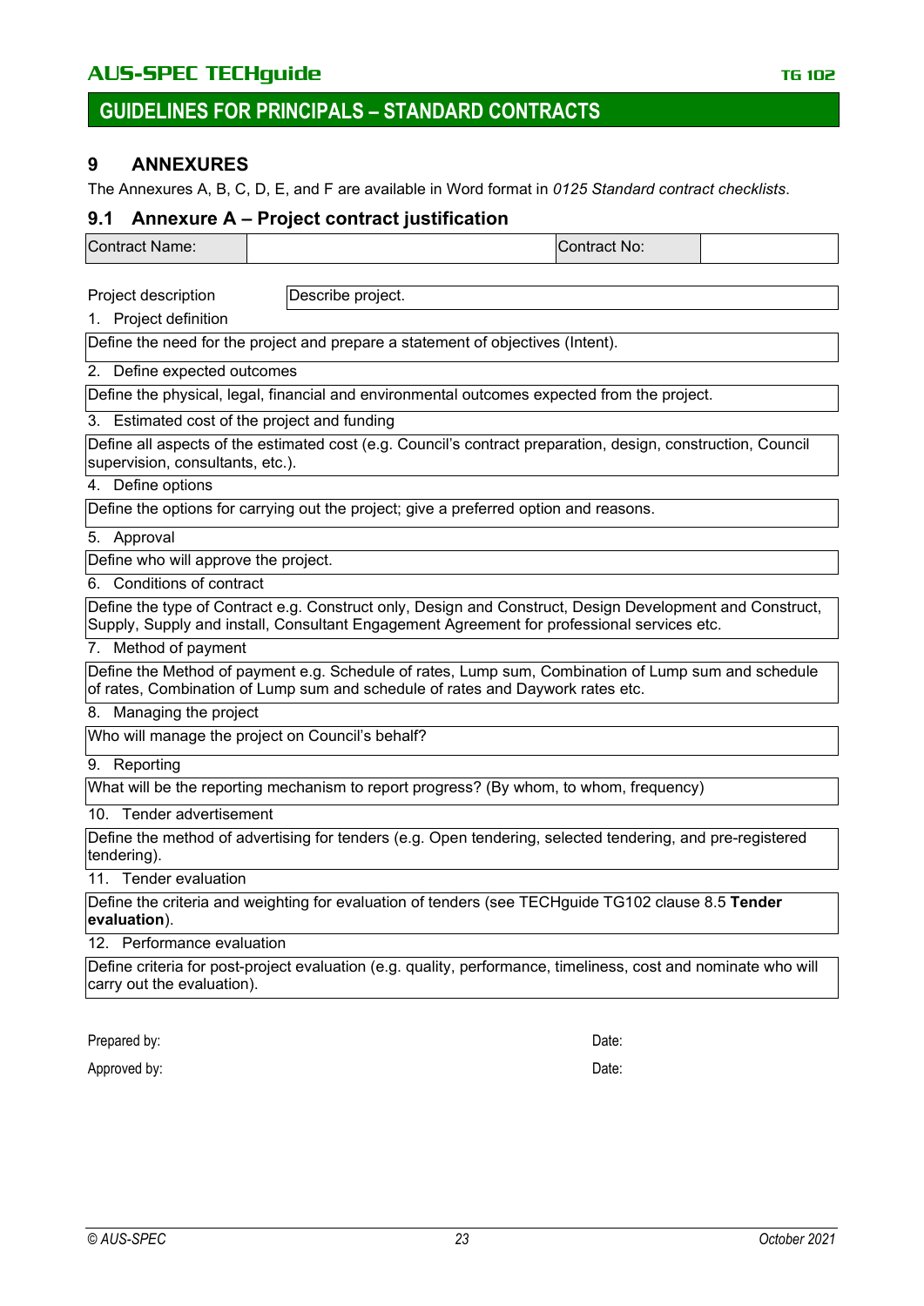## 9 ANNEXURES

The Annexures A, B, C, D, E, and F are available in Word format in *0125 Standard contract checklists*.

### 9.1 Annexure A – Project contract justification

| Contract Name: | | Contract No: | |
|---|---|---|---|

| Project description | Describe project. |
|---|---|

1. Project definition

| Define the need for the project and prepare a statement of objectives (Intent). |
|---|

2. Define expected outcomes

| Define the physical, legal, financial and environmental outcomes expected from the project. |
|---|

3. Estimated cost of the project and funding

| Define all aspects of the estimated cost (e.g. Council's contract preparation, design, construction, Council supervision, consultants, etc.). |
|---|

4. Define options

| Define the options for carrying out the project; give a preferred option and reasons. |
|---|

5. Approval

| Define who will approve the project. |
|---|

6. Conditions of contract

| Define the type of Contract e.g. Construct only, Design and Construct, Design Development and Construct, Supply, Supply and install, Consultant Engagement Agreement for professional services etc. |
|---|

7. Method of payment

| Define the Method of payment e.g. Schedule of rates, Lump sum, Combination of Lump sum and schedule of rates, Combination of Lump sum and schedule of rates and Daywork rates etc. |
|---|

8. Managing the project

| Who will manage the project on Council's behalf? |
|---|

9. Reporting

| What will be the reporting mechanism to report progress? (By whom, to whom, frequency) |
|---|

10. Tender advertisement

| Define the method of advertising for tenders (e.g. Open tendering, selected tendering, and pre-registered tendering). |
|---|

11. Tender evaluation

| Define the criteria and weighting for evaluation of tenders (see TECHguide TG102 clause 8.5 **Tender evaluation**). |
|---|

12. Performance evaluation

| Define criteria for post-project evaluation (e.g. quality, performance, timeliness, cost and nominate who will carry out the evaluation). |
|---|

Prepared by: Date:

Approved by: Date: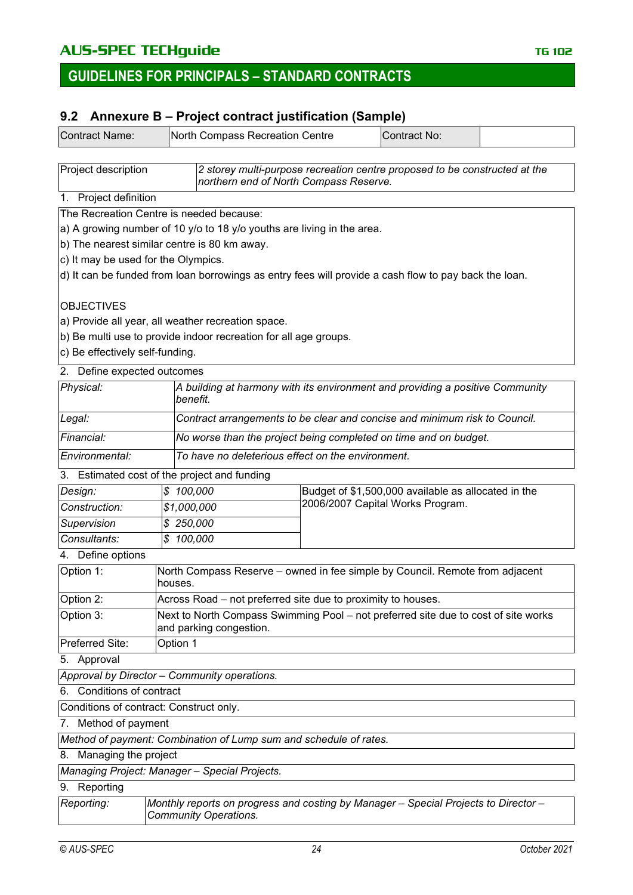## 9.2 Annexure B – Project contract justification (Sample)

| Contract Name: | North Compass Recreation Centre | Contract No: | |
|---|---|---|---|

| Project description | *2 storey multi-purpose recreation centre proposed to be constructed at the northern end of North Compass Reserve.* |
|---|---|

1. Project definition

The Recreation Centre is needed because:

a) A growing number of 10 y/o to 18 y/o youths are living in the area.

b) The nearest similar centre is 80 km away.

c) It may be used for the Olympics.

d) It can be funded from loan borrowings as entry fees will provide a cash flow to pay back the loan.

OBJECTIVES

a) Provide all year, all weather recreation space.

b) Be multi use to provide indoor recreation for all age groups.

c) Be effectively self-funding.

2. Define expected outcomes

| *Physical:* | *A building at harmony with its environment and providing a positive Community benefit.* |
|---|---|
| *Legal:* | *Contract arrangements to be clear and concise and minimum risk to Council.* |
| *Financial:* | *No worse than the project being completed on time and on budget.* |
| *Environmental:* | *To have no deleterious effect on the environment.* |

3. Estimated cost of the project and funding

| *Design:* | *$ 100,000* | Budget of $1,500,000 available as allocated in the 2006/2007 Capital Works Program. |
|---|---|---|
| *Construction:* | *$1,000,000* | |
| *Supervision* | *$ 250,000* | |
| *Consultants:* | *$ 100,000* | |

4. Define options

| Option 1: | North Compass Reserve – owned in fee simple by Council. Remote from adjacent houses. |
|---|---|
| Option 2: | Across Road – not preferred site due to proximity to houses. |
| Option 3: | Next to North Compass Swimming Pool – not preferred site due to cost of site works and parking congestion. |
| Preferred Site: | Option 1 |

5. Approval

*Approval by Director – Community operations.*

6. Conditions of contract

Conditions of contract: Construct only.

7. Method of payment

*Method of payment: Combination of Lump sum and schedule of rates.*

8. Managing the project

*Managing Project: Manager – Special Projects.*

9. Reporting

| *Reporting:* | *Monthly reports on progress and costing by Manager – Special Projects to Director – Community Operations.* |
|---|---|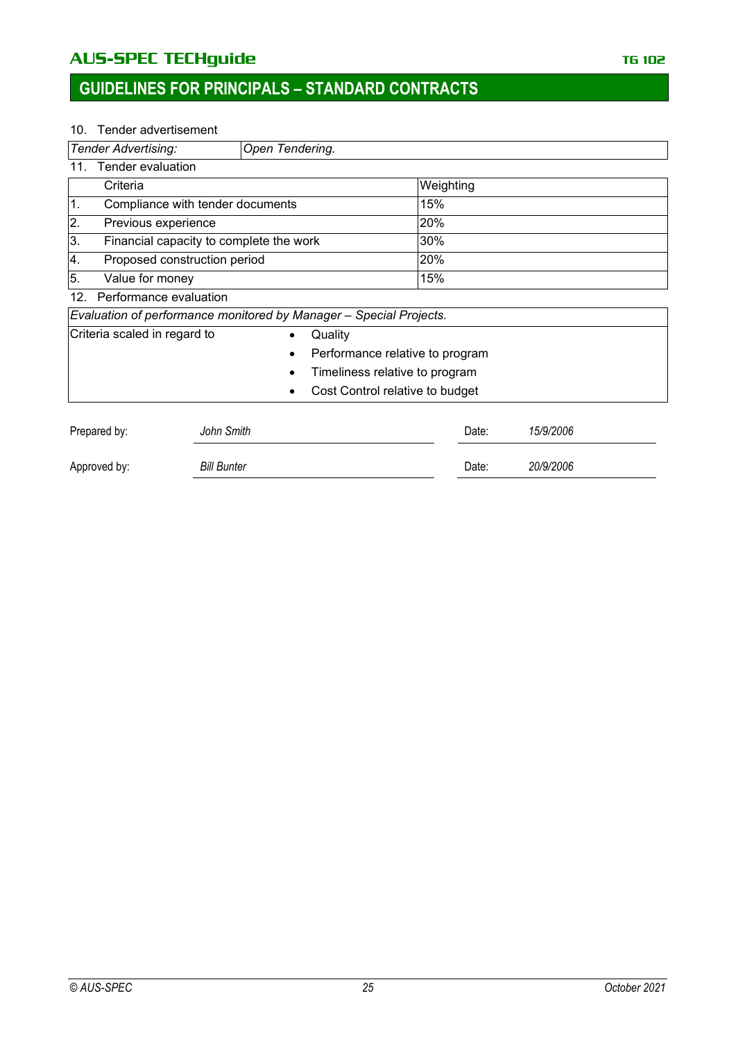10. Tender advertisement

| *Tender Advertising:* | *Open Tendering.* |
|---|---|

11. Tender evaluation

| | Criteria | Weighting |
|---|---|---|
| 1. | Compliance with tender documents | 15% |
| 2. | Previous experience | 20% |
| 3. | Financial capacity to complete the work | 30% |
| 4. | Proposed construction period | 20% |
| 5. | Value for money | 15% |

12. Performance evaluation

| *Evaluation of performance monitored by Manager – Special Projects.* | |
|---|---|
| Criteria scaled in regard to | • Quality<br>• Performance relative to program<br>• Timeliness relative to program<br>• Cost Control relative to budget |

| | | | |
|---|---|---|---|
| Prepared by: | *John Smith* | Date: | *15/9/2006* |
| Approved by: | *Bill Bunter* | Date: | *20/9/2006* |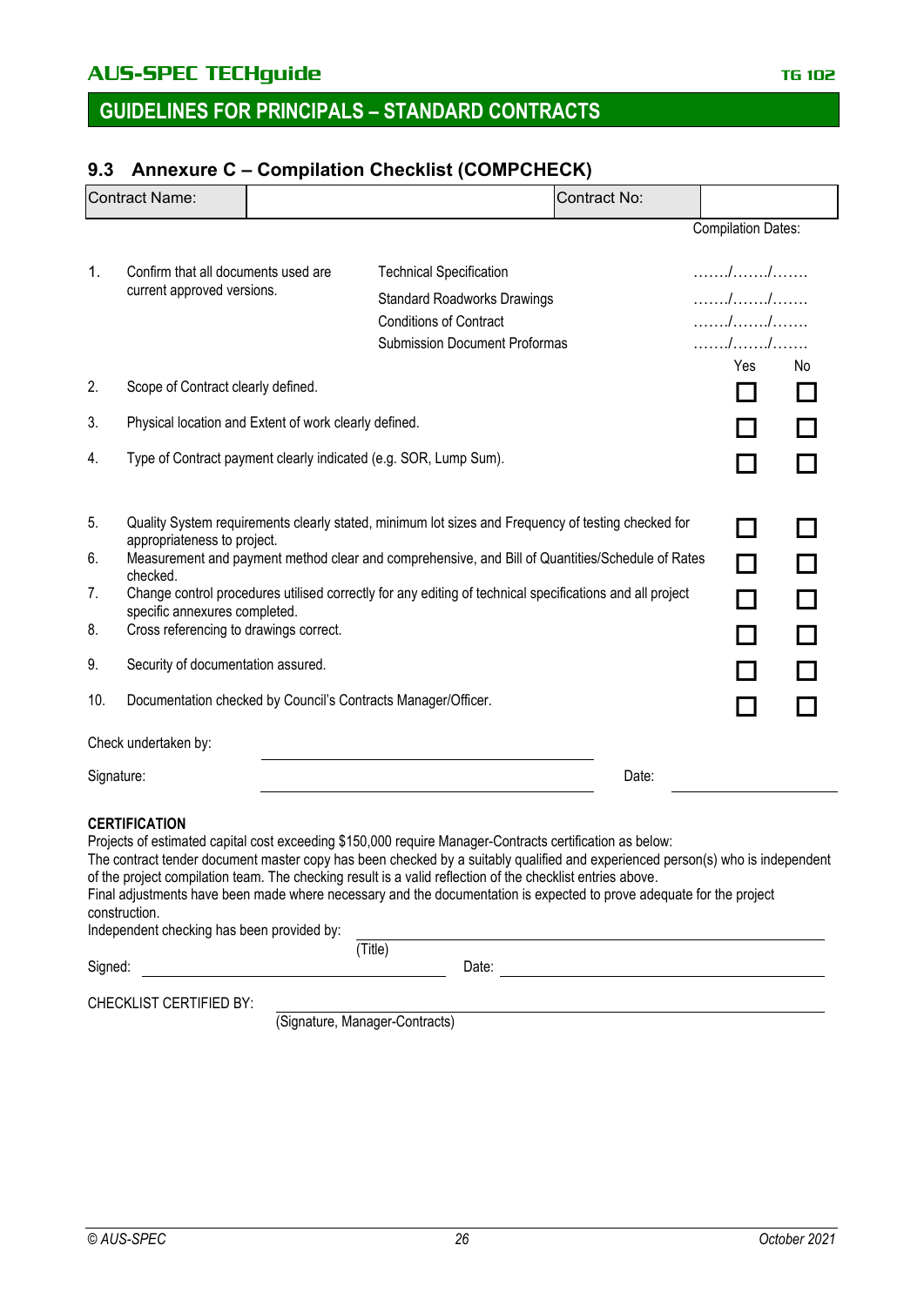### 9.3 Annexure C – Compilation Checklist (COMPCHECK)

| Contract Name: | | Contract No: | |
|---|---|---|---|

Compilation Dates:

| | | | | |
|---|---|---|---|---|
| 1. | Confirm that all documents used are current approved versions. | Technical Specification | ……./……./……. | |
| | | Standard Roadworks Drawings | ……./……./……. | |
| | | Conditions of Contract | ……./……./……. | |
| | | Submission Document Proformas | ……./……./……. | |
| | | | **Yes** | **No** |
| 2. | Scope of Contract clearly defined. | | ☐ | ☐ |
| 3. | Physical location and Extent of work clearly defined. | | ☐ | ☐ |
| 4. | Type of Contract payment clearly indicated (e.g. SOR, Lump Sum). | | ☐ | ☐ |
| 5. | Quality System requirements clearly stated, minimum lot sizes and Frequency of testing checked for appropriateness to project. | | ☐ | ☐ |
| 6. | Measurement and payment method clear and comprehensive, and Bill of Quantities/Schedule of Rates checked. | | ☐ | ☐ |
| 7. | Change control procedures utilised correctly for any editing of technical specifications and all project specific annexures completed. | | ☐ | ☐ |
| 8. | Cross referencing to drawings correct. | | ☐ | ☐ |
| 9. | Security of documentation assured. | | ☐ | ☐ |
| 10. | Documentation checked by Council's Contracts Manager/Officer. | | ☐ | ☐ |

Check undertaken by: \_\_\_\_\_\_\_\_\_\_\_\_\_\_\_\_\_\_\_\_\_\_\_\_\_\_\_\_

Signature: \_\_\_\_\_\_\_\_\_\_\_\_\_\_\_\_\_\_\_\_\_\_\_\_\_\_\_\_ Date: \_\_\_\_\_\_\_\_\_\_\_\_\_\_

**CERTIFICATION**

Projects of estimated capital cost exceeding $150,000 require Manager-Contracts certification as below:

The contract tender document master copy has been checked by a suitably qualified and experienced person(s) who is independent of the project compilation team. The checking result is a valid reflection of the checklist entries above.

Final adjustments have been made where necessary and the documentation is expected to prove adequate for the project construction.

Independent checking has been provided by: \_\_\_\_\_\_\_\_\_\_\_\_\_\_\_\_\_\_\_\_\_\_\_\_\_\_\_\_
(Title)

Signed: \_\_\_\_\_\_\_\_\_\_\_\_\_\_\_\_\_\_\_\_\_\_\_\_\_\_\_\_ Date: \_\_\_\_\_\_\_\_\_\_\_\_\_\_\_\_\_\_\_\_\_\_\_\_\_\_\_\_

CHECKLIST CERTIFIED BY: \_\_\_\_\_\_\_\_\_\_\_\_\_\_\_\_\_\_\_\_\_\_\_\_\_\_\_\_
(Signature, Manager-Contracts)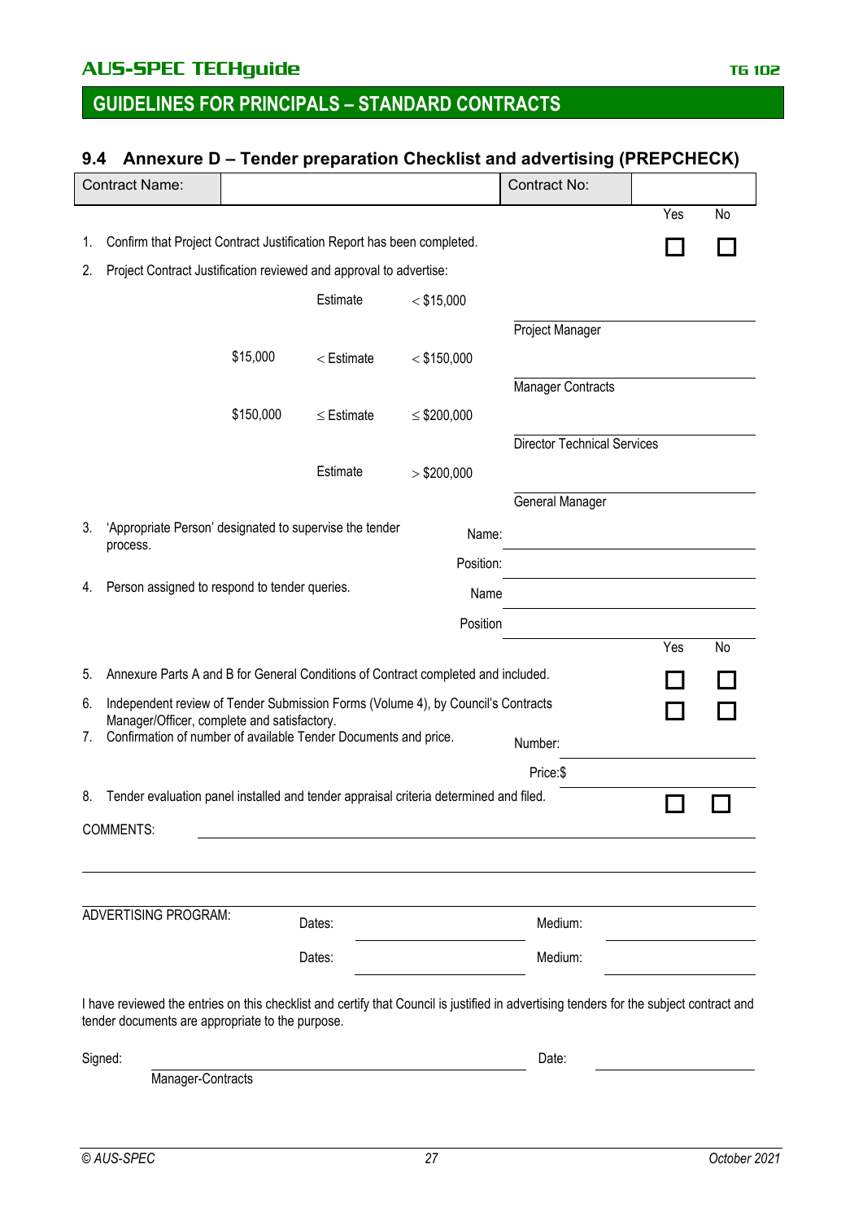## 9.4 Annexure D – Tender preparation Checklist and advertising (PREPCHECK)

| Contract Name: | | Contract No: | |
|---|---|---|---|

| | | Yes | No |
|---|---|---|---|
| 1. | Confirm that Project Contract Justification Report has been completed. | ☐ | ☐ |

2. Project Contract Justification reviewed and approval to advertise:

| | | | Approval |
|---|---|---|---|
| | Estimate | $<$ $15,000 | Project Manager |
| $15,000 | $<$ Estimate | $<$ $150,000 | Manager Contracts |
| $150,000 | $\leq$ Estimate | $\leq$ $200,000 | Director Technical Services |
| | Estimate | $>$ $200,000 | General Manager |

3. 'Appropriate Person' designated to supervise the tender process.

   Name: ______________________

   Position: ______________________

4. Person assigned to respond to tender queries.

   Name ______________________

   Position ______________________

| | | Yes | No |
|---|---|---|---|
| 5. | Annexure Parts A and B for General Conditions of Contract completed and included. | ☐ | ☐ |
| 6. | Independent review of Tender Submission Forms (Volume 4), by Council's Contracts Manager/Officer, complete and satisfactory. | ☐ | ☐ |

7. Confirmation of number of available Tender Documents and price.

   Number: ______________________

   Price:$ ______________________

| | | | |
|---|---|---|---|
| 8. | Tender evaluation panel installed and tender appraisal criteria determined and filed. | ☐ | ☐ |

COMMENTS: ______________________________________________

______________________________________________

ADVERTISING PROGRAM:

| | | | |
|---|---|---|---|
| Dates: | | Medium: | |
| Dates: | | Medium: | |

I have reviewed the entries on this checklist and certify that Council is justified in advertising tenders for the subject contract and tender documents are appropriate to the purpose.

Signed: ______________________ Date: ______________________

Manager-Contracts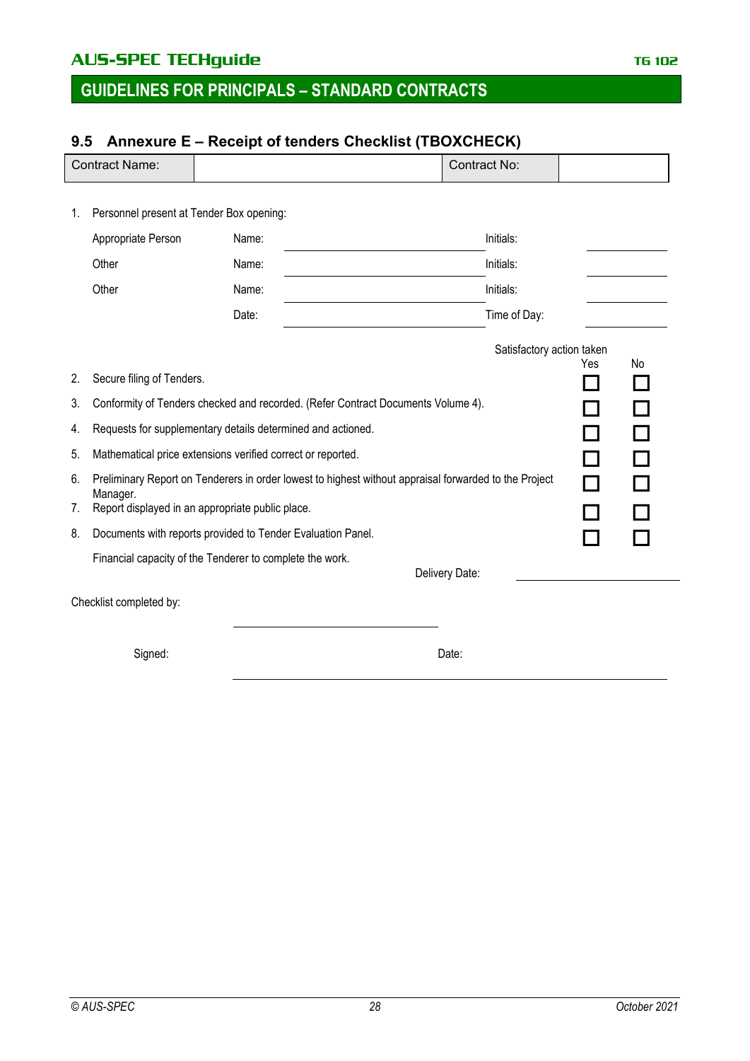## 9.5 Annexure E – Receipt of tenders Checklist (TBOXCHECK)

| Contract Name: | | Contract No: | |
|---|---|---|---|

1. Personnel present at Tender Box opening:

| | | | | |
|---|---|---|---|---|
| Appropriate Person | Name: | | Initials: | |
| Other | Name: | | Initials: | |
| Other | Name: | | Initials: | |
| | Date: | | Time of Day: | |

| | | Satisfactory action taken Yes | No |
|---|---|---|---|
| 2. | Secure filing of Tenders. | ☐ | ☐ |
| 3. | Conformity of Tenders checked and recorded. (Refer Contract Documents Volume 4). | ☐ | ☐ |
| 4. | Requests for supplementary details determined and actioned. | ☐ | ☐ |
| 5. | Mathematical price extensions verified correct or reported. | ☐ | ☐ |
| 6. | Preliminary Report on Tenderers in order lowest to highest without appraisal forwarded to the Project Manager. | ☐ | ☐ |
| 7. | Report displayed in an appropriate public place. | ☐ | ☐ |
| 8. | Documents with reports provided to Tender Evaluation Panel. | ☐ | ☐ |

Financial capacity of the Tenderer to complete the work.

Delivery Date: ____________________

Checklist completed by: ____________________

Signed: ____________________ Date: ____________________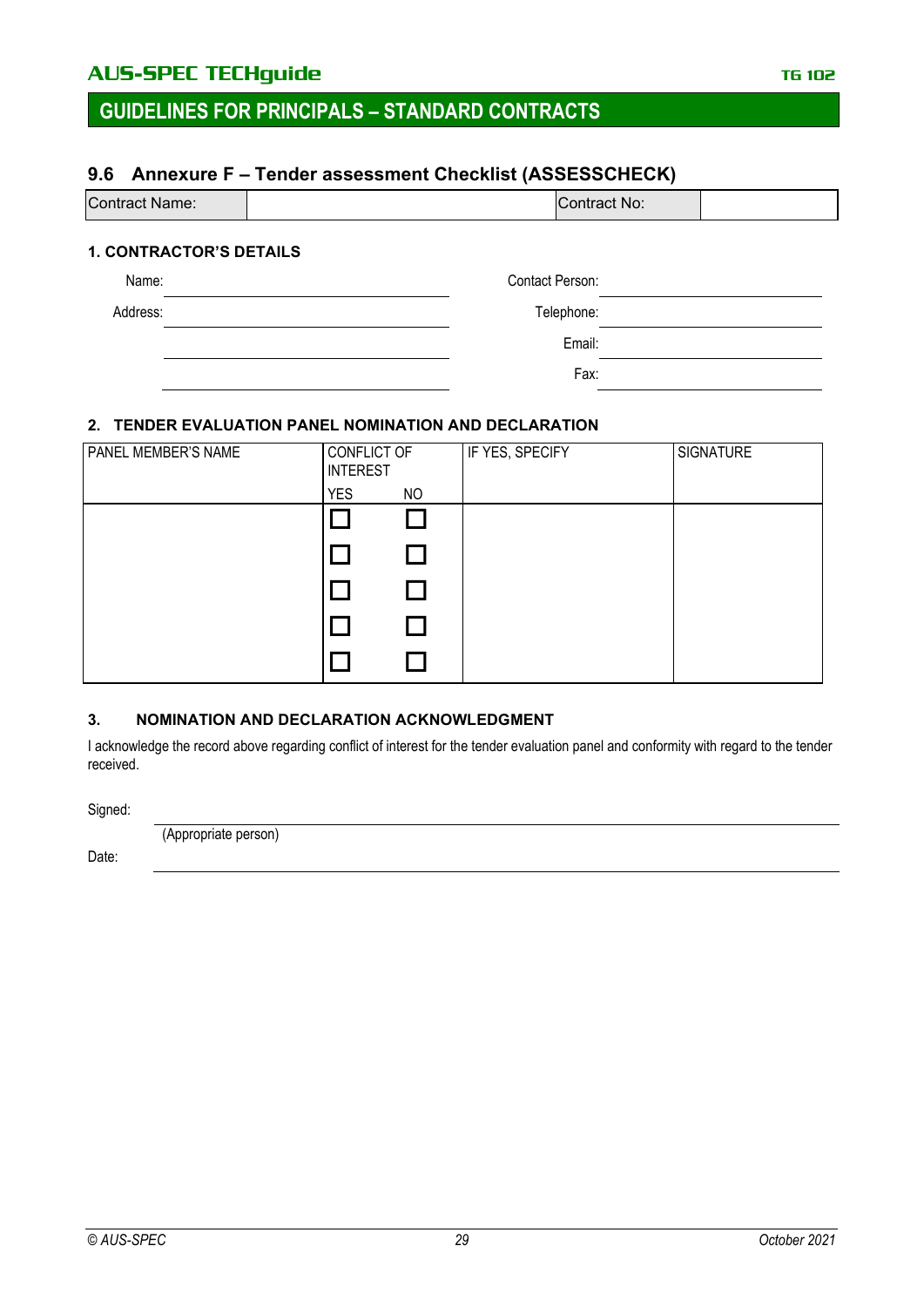## 9.6 Annexure F – Tender assessment Checklist (ASSESSCHECK)

| Contract Name: | | Contract No: | |
|---|---|---|---|

### 1. CONTRACTOR'S DETAILS

| | | | |
|---|---|---|---|
| Name: | | Contact Person: | |
| Address: | | Telephone: | |
| | | Email: | |
| | | Fax: | |

### 2. TENDER EVALUATION PANEL NOMINATION AND DECLARATION

| PANEL MEMBER'S NAME | CONFLICT OF INTEREST | | IF YES, SPECIFY | SIGNATURE |
|---|---|---|---|---|
| | YES | NO | | |
| | ☐ | ☐ | | |
| | ☐ | ☐ | | |
| | ☐ | ☐ | | |
| | ☐ | ☐ | | |
| | ☐ | ☐ | | |

### 3. NOMINATION AND DECLARATION ACKNOWLEDGMENT

I acknowledge the record above regarding conflict of interest for the tender evaluation panel and conformity with regard to the tender received.

Signed: ______________________________

(Appropriate person)

Date: ______________________________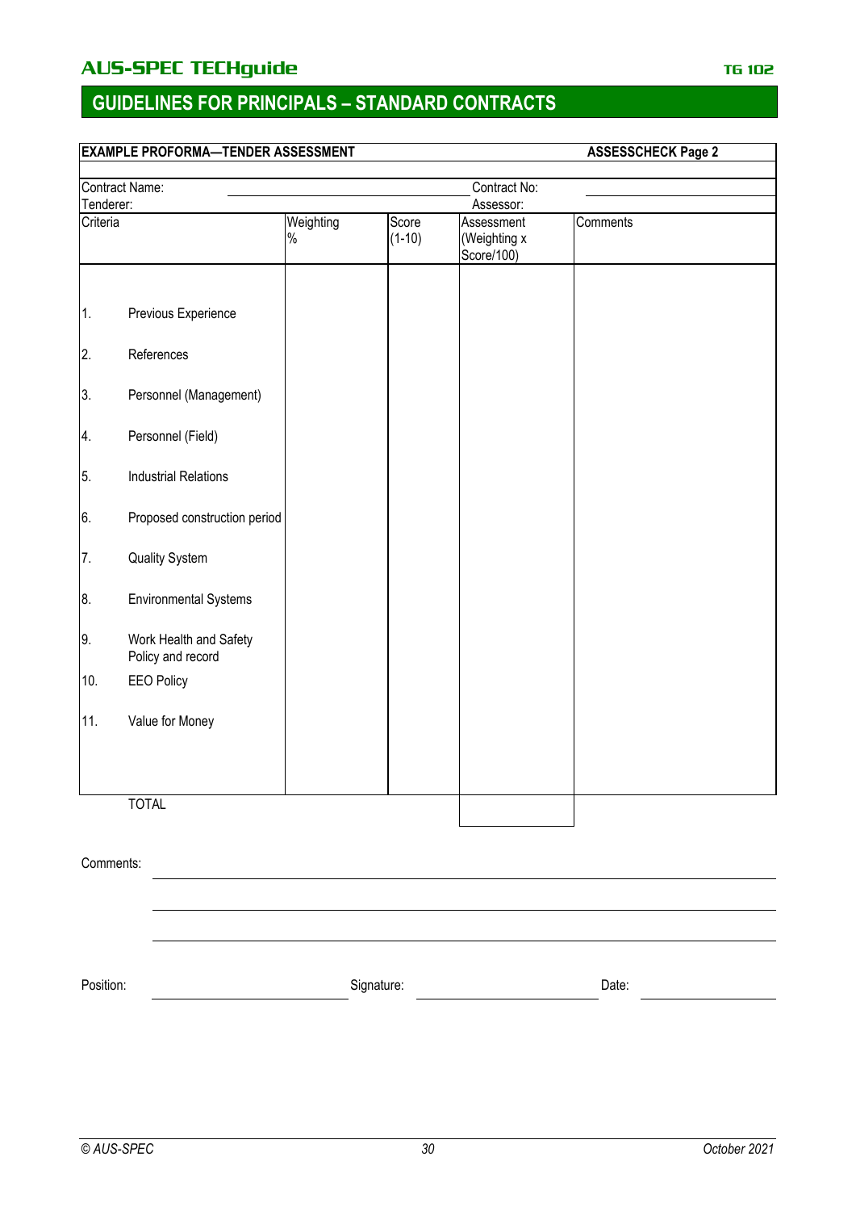## GUIDELINES FOR PRINCIPALS – STANDARD CONTRACTS

**EXAMPLE PROFORMA—TENDER ASSESSMENT** **ASSESSCHECK Page 2**

Contract Name: ______________________ Contract No: ______________________

Tenderer: Assessor:

| Criteria | Weighting % | Score (1-10) | Assessment (Weighting x Score/100) | Comments |
|---|---|---|---|---|
| 1. Previous Experience | | | | |
| 2. References | | | | |
| 3. Personnel (Management) | | | | |
| 4. Personnel (Field) | | | | |
| 5. Industrial Relations | | | | |
| 6. Proposed construction period | | | | |
| 7. Quality System | | | | |
| 8. Environmental Systems | | | | |
| 9. Work Health and Safety Policy and record | | | | |
| 10. EEO Policy | | | | |
| 11. Value for Money | | | | |
| TOTAL | | | | |

Comments: ______________________________________________

______________________________________________

______________________________________________

Position: ______________________ Signature: ______________________ Date: ______________________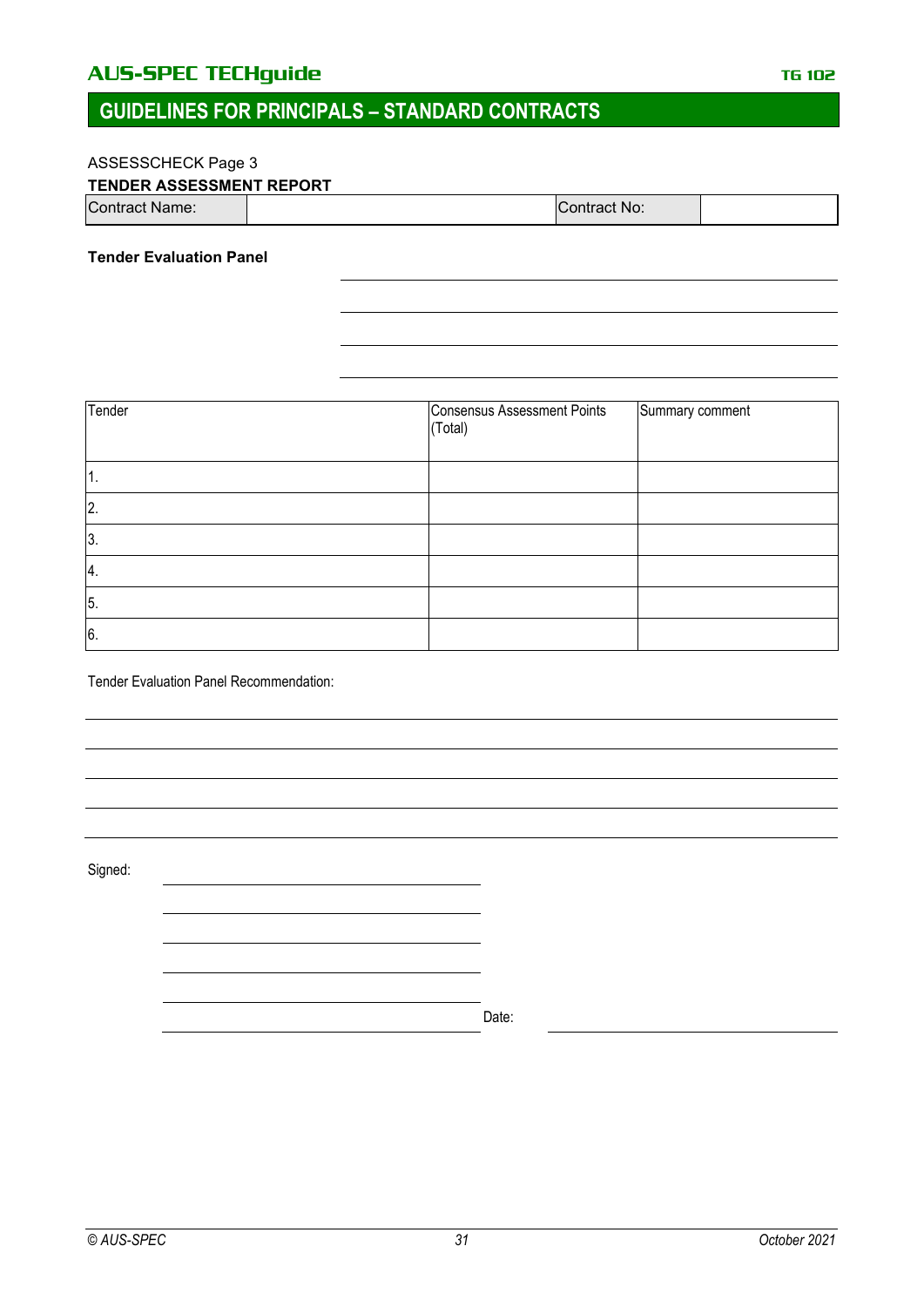ASSESSCHECK Page 3

**TENDER ASSESSMENT REPORT**

| Contract Name: | | Contract No: | |
|---|---|---|---|

**Tender Evaluation Panel**

______________________________

______________________________

______________________________

______________________________

| Tender | Consensus Assessment Points (Total) | Summary comment |
|---|---|---|
| 1. | | |
| 2. | | |
| 3. | | |
| 4. | | |
| 5. | | |
| 6. | | |

Tender Evaluation Panel Recommendation:

______________________________

______________________________

______________________________

______________________________

______________________________

Signed:

______________________________

______________________________

______________________________

______________________________

______________________________

______________________________ Date: ______________________________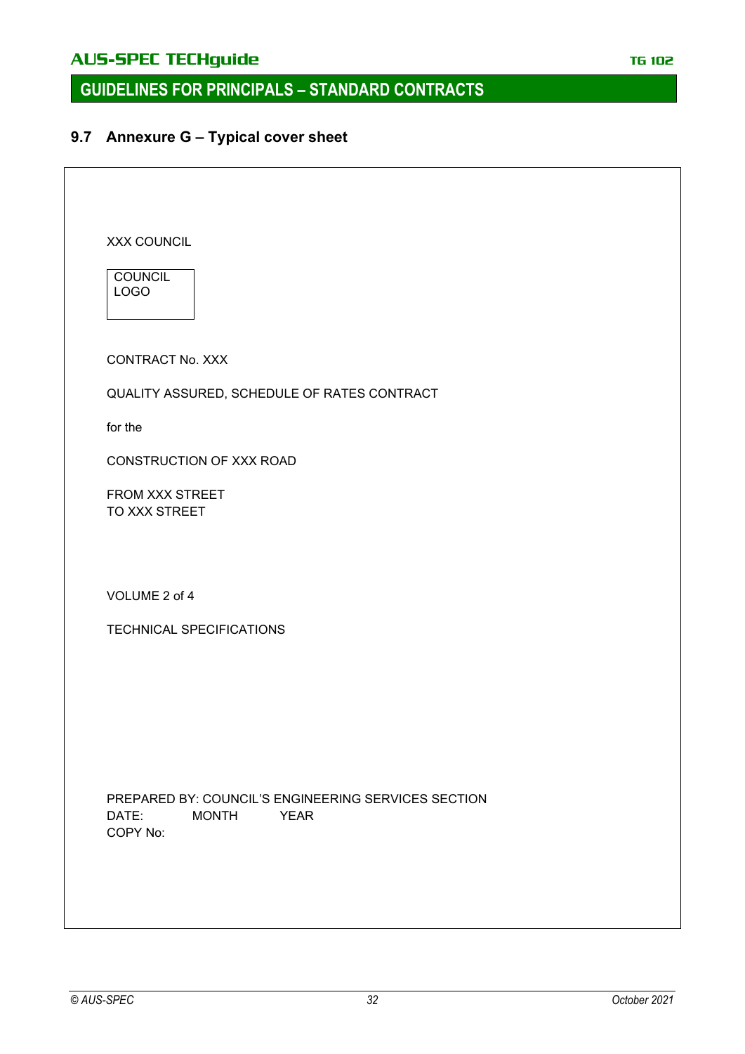## 9.7 Annexure G – Typical cover sheet

XXX COUNCIL

COUNCIL LOGO

CONTRACT No. XXX

QUALITY ASSURED, SCHEDULE OF RATES CONTRACT

for the

CONSTRUCTION OF XXX ROAD

FROM XXX STREET
TO XXX STREET

VOLUME 2 of 4

TECHNICAL SPECIFICATIONS

PREPARED BY: COUNCIL'S ENGINEERING SERVICES SECTION
DATE: MONTH YEAR
COPY No: